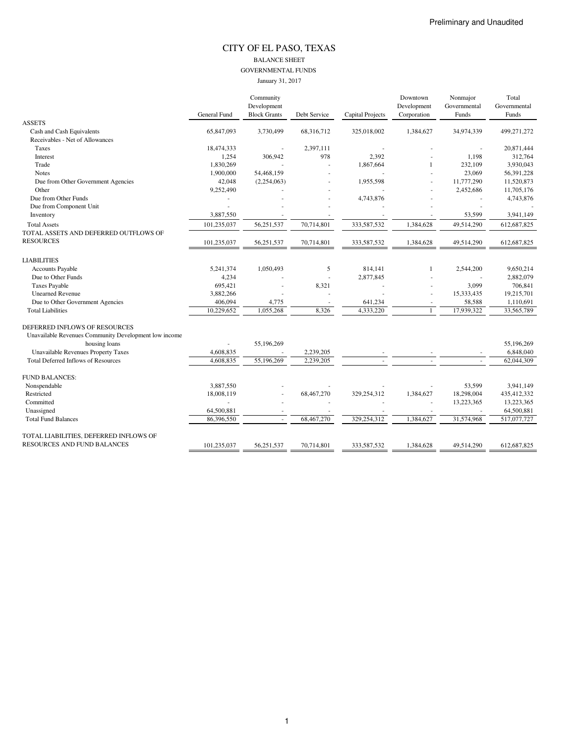Preliminary and Unaudited

# CITY OF EL PASO, TEXAS

## BALANCE SHEET

### GOVERNMENTAL FUNDS

January 31, 2017

| | General Fund | Community Development Block Grants | Debt Service | Capital Projects | Downtown Development Corporation | Nonmajor Governmental Funds | Total Governmental Funds |
|---|---|---|---|---|---|---|---|
| ASSETS | | | | | | | |
| Cash and Cash Equivalents | 65,847,093 | 3,730,499 | 68,316,712 | 325,018,002 | 1,384,627 | 34,974,339 | 499,271,272 |
| Receivables - Net of Allowances | | | | | | | |
| Taxes | 18,474,333 | - | 2,397,111 | - | - | - | 20,871,444 |
| Interest | 1,254 | 306,942 | 978 | 2,392 | - | 1,198 | 312,764 |
| Trade | 1,830,269 | - | - | 1,867,664 | 1 | 232,109 | 3,930,043 |
| Notes | 1,900,000 | 54,468,159 | - | - | - | 23,069 | 56,391,228 |
| Due from Other Government Agencies | 42,048 | (2,254,063) | - | 1,955,598 | - | 11,777,290 | 11,520,873 |
| Other | 9,252,490 | - | - | - | - | 2,452,686 | 11,705,176 |
| Due from Other Funds | - | - | - | 4,743,876 | - | - | 4,743,876 |
| Due from Component Unit | - | - | - | - | - | - | - |
| Inventory | 3,887,550 | - | - | - | - | 53,599 | 3,941,149 |
| Total Assets | 101,235,037 | 56,251,537 | 70,714,801 | 333,587,532 | 1,384,628 | 49,514,290 | 612,687,825 |
| TOTAL ASSETS AND DEFERRED OUTFLOWS OF RESOURCES | 101,235,037 | 56,251,537 | 70,714,801 | 333,587,532 | 1,384,628 | 49,514,290 | 612,687,825 |
| LIABILITIES | | | | | | | |
| Accounts Payable | 5,241,374 | 1,050,493 | 5 | 814,141 | 1 | 2,544,200 | 9,650,214 |
| Due to Other Funds | 4,234 | - | - | 2,877,845 | - | - | 2,882,079 |
| Taxes Payable | 695,421 | - | 8,321 | - | - | 3,099 | 706,841 |
| Unearned Revenue | 3,882,266 | - | - | - | - | 15,333,435 | 19,215,701 |
| Due to Other Government Agencies | 406,094 | 4,775 | - | 641,234 | - | 58,588 | 1,110,691 |
| Total Liabilities | 10,229,652 | 1,055,268 | 8,326 | 4,333,220 | 1 | 17,939,322 | 33,565,789 |
| DEFERRED INFLOWS OF RESOURCES | | | | | | | |
| Unavailable Revenues Community Development low income housing loans | - | 55,196,269 | | | | | 55,196,269 |
| Unavailable Revenues Property Taxes | 4,608,835 | - | 2,239,205 | - | - | - | 6,848,040 |
| Total Deferred Inflows of Resources | 4,608,835 | 55,196,269 | 2,239,205 | - | - | - | 62,044,309 |
| FUND BALANCES: | | | | | | | |
| Nonspendable | 3,887,550 | - | - | - | - | 53,599 | 3,941,149 |
| Restricted | 18,008,119 | - | 68,467,270 | 329,254,312 | 1,384,627 | 18,298,004 | 435,412,332 |
| Committed | - | - | - | - | - | 13,223,365 | 13,223,365 |
| Unassigned | 64,500,881 | - | - | - | - | - | 64,500,881 |
| Total Fund Balances | 86,396,550 | - | 68,467,270 | 329,254,312 | 1,384,627 | 31,574,968 | 517,077,727 |
| TOTAL LIABILITIES, DEFERRED INFLOWS OF RESOURCES AND FUND BALANCES | 101,235,037 | 56,251,537 | 70,714,801 | 333,587,532 | 1,384,628 | 49,514,290 | 612,687,825 |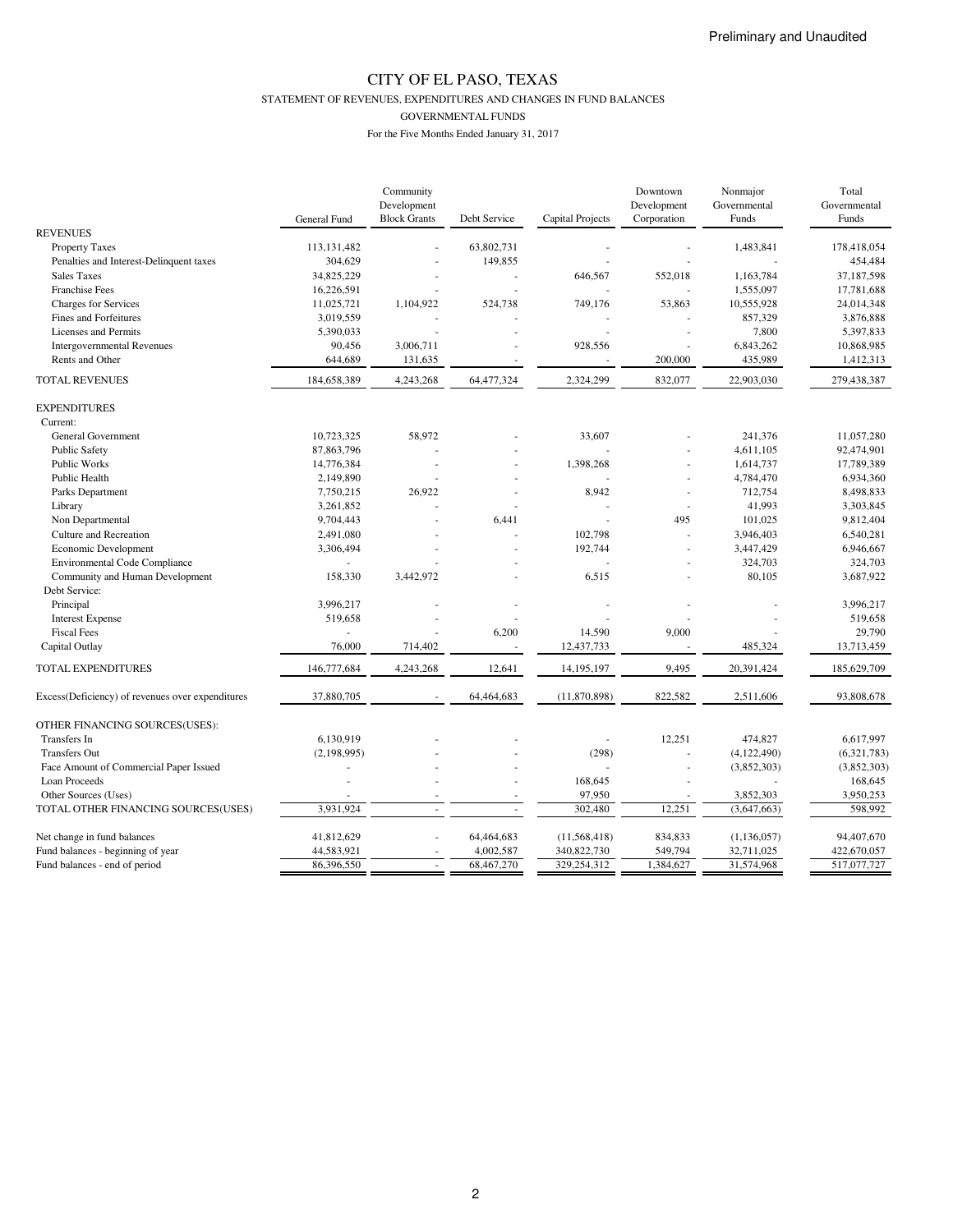Preliminary and Unaudited

# CITY OF EL PASO, TEXAS

STATEMENT OF REVENUES, EXPENDITURES AND CHANGES IN FUND BALANCES

GOVERNMENTAL FUNDS

For the Five Months Ended January 31, 2017

| | General Fund | Community Development Block Grants | Debt Service | Capital Projects | Downtown Development Corporation | Nonmajor Governmental Funds | Total Governmental Funds |
|---|---|---|---|---|---|---|---|
| REVENUES | | | | | | | |
| Property Taxes | 113,131,482 | - | 63,802,731 | - | - | 1,483,841 | 178,418,054 |
| Penalties and Interest-Delinquent taxes | 304,629 | - | 149,855 | - | - | - | 454,484 |
| Sales Taxes | 34,825,229 | - | - | 646,567 | 552,018 | 1,163,784 | 37,187,598 |
| Franchise Fees | 16,226,591 | - | - | - | - | 1,555,097 | 17,781,688 |
| Charges for Services | 11,025,721 | 1,104,922 | 524,738 | 749,176 | 53,863 | 10,555,928 | 24,014,348 |
| Fines and Forfeitures | 3,019,559 | - | - | - | - | 857,329 | 3,876,888 |
| Licenses and Permits | 5,390,033 | - | - | - | - | 7,800 | 5,397,833 |
| Intergovernmental Revenues | 90,456 | 3,006,711 | - | 928,556 | - | 6,843,262 | 10,868,985 |
| Rents and Other | 644,689 | 131,635 | - | - | 200,000 | 435,989 | 1,412,313 |
| TOTAL REVENUES | 184,658,389 | 4,243,268 | 64,477,324 | 2,324,299 | 832,077 | 22,903,030 | 279,438,387 |
| EXPENDITURES | | | | | | | |
| Current: | | | | | | | |
| General Government | 10,723,325 | 58,972 | - | 33,607 | - | 241,376 | 11,057,280 |
| Public Safety | 87,863,796 | - | - | - | - | 4,611,105 | 92,474,901 |
| Public Works | 14,776,384 | - | - | 1,398,268 | - | 1,614,737 | 17,789,389 |
| Public Health | 2,149,890 | - | - | - | - | 4,784,470 | 6,934,360 |
| Parks Department | 7,750,215 | 26,922 | - | 8,942 | - | 712,754 | 8,498,833 |
| Library | 3,261,852 | - | - | - | - | 41,993 | 3,303,845 |
| Non Departmental | 9,704,443 | - | 6,441 | - | 495 | 101,025 | 9,812,404 |
| Culture and Recreation | 2,491,080 | - | - | 102,798 | - | 3,946,403 | 6,540,281 |
| Economic Development | 3,306,494 | - | - | 192,744 | - | 3,447,429 | 6,946,667 |
| Environmental Code Compliance | - | - | - | - | - | 324,703 | 324,703 |
| Community and Human Development | 158,330 | 3,442,972 | - | 6,515 | - | 80,105 | 3,687,922 |
| Debt Service: | | | | | | | |
| Principal | 3,996,217 | - | - | - | - | - | 3,996,217 |
| Interest Expense | 519,658 | - | - | - | - | - | 519,658 |
| Fiscal Fees | - | - | 6,200 | 14,590 | 9,000 | - | 29,790 |
| Capital Outlay | 76,000 | 714,402 | - | 12,437,733 | - | 485,324 | 13,713,459 |
| TOTAL EXPENDITURES | 146,777,684 | 4,243,268 | 12,641 | 14,195,197 | 9,495 | 20,391,424 | 185,629,709 |
| Excess(Deficiency) of revenues over expenditures | 37,880,705 | - | 64,464,683 | (11,870,898) | 822,582 | 2,511,606 | 93,808,678 |
| OTHER FINANCING SOURCES(USES): | | | | | | | |
| Transfers In | 6,130,919 | - | - | - | 12,251 | 474,827 | 6,617,997 |
| Transfers Out | (2,198,995) | - | - | (298) | - | (4,122,490) | (6,321,783) |
| Face Amount of Commercial Paper Issued | - | - | - | - | - | (3,852,303) | (3,852,303) |
| Loan Proceeds | - | - | - | 168,645 | - | - | 168,645 |
| Other Sources (Uses) | - | - | - | 97,950 | - | 3,852,303 | 3,950,253 |
| TOTAL OTHER FINANCING SOURCES(USES) | 3,931,924 | - | - | 302,480 | 12,251 | (3,647,663) | 598,992 |
| Net change in fund balances | 41,812,629 | - | 64,464,683 | (11,568,418) | 834,833 | (1,136,057) | 94,407,670 |
| Fund balances - beginning of year | 44,583,921 | - | 4,002,587 | 340,822,730 | 549,794 | 32,711,025 | 422,670,057 |
| Fund balances - end of period | 86,396,550 | - | 68,467,270 | 329,254,312 | 1,384,627 | 31,574,968 | 517,077,727 |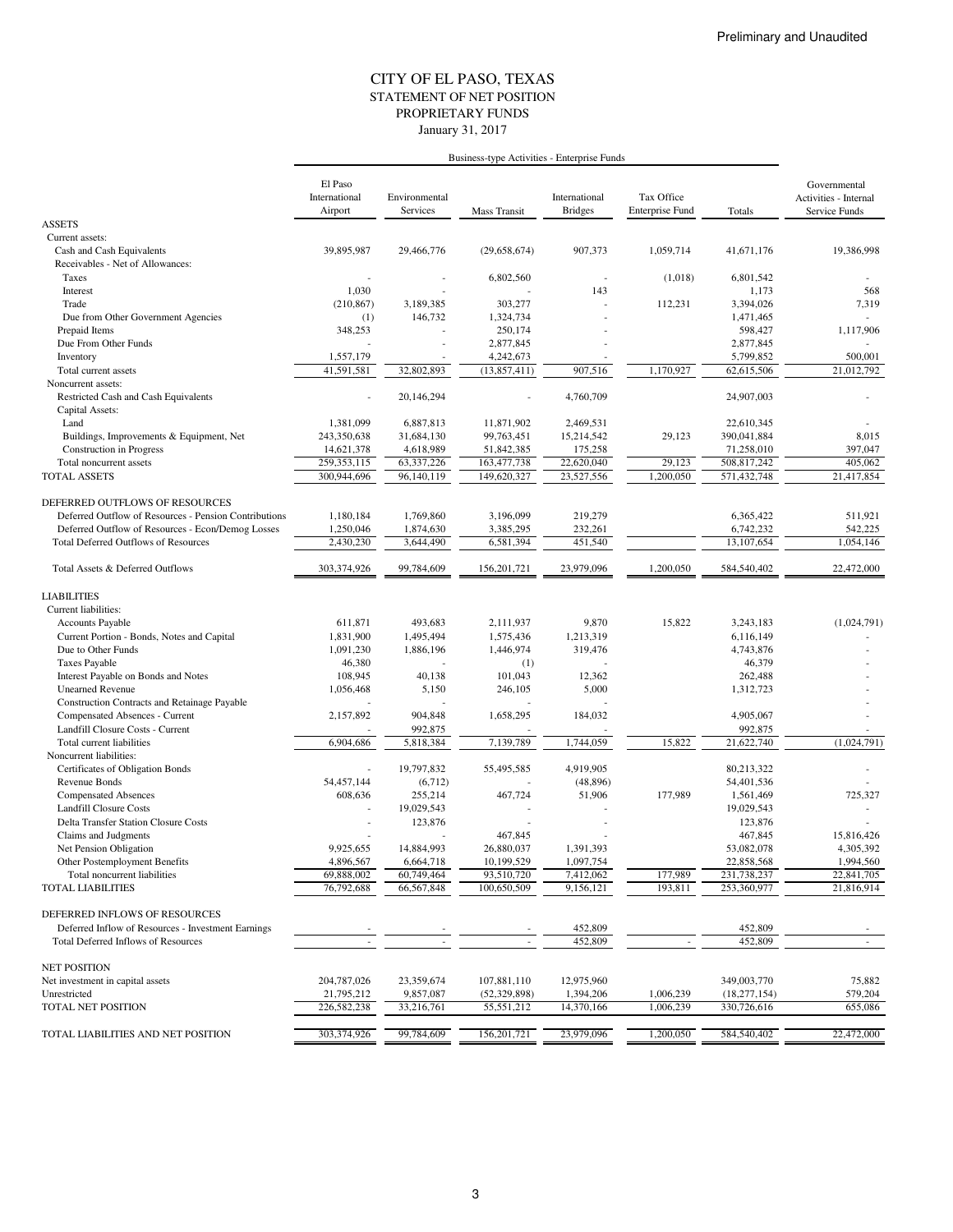Preliminary and Unaudited

# CITY OF EL PASO, TEXAS
## STATEMENT OF NET POSITION
## PROPRIETARY FUNDS
### January 31, 2017

| | Business-type Activities - Enterprise Funds | | | | | | |
|---|---|---|---|---|---|---|---|
| | El Paso International Airport | Environmental Services | Mass Transit | International Bridges | Tax Office Enterprise Fund | Totals | Governmental Activities - Internal Service Funds |
| **ASSETS** | | | | | | | |
| Current assets: | | | | | | | |
| Cash and Cash Equivalents | 39,895,987 | 29,466,776 | (29,658,674) | 907,373 | 1,059,714 | 41,671,176 | 19,386,998 |
| Receivables - Net of Allowances: | | | | | | | |
| Taxes | - | - | 6,802,560 | - | (1,018) | 6,801,542 | - |
| Interest | 1,030 | - | - | 143 | | 1,173 | 568 |
| Trade | (210,867) | 3,189,385 | 303,277 | - | 112,231 | 3,394,026 | 7,319 |
| Due from Other Government Agencies | (1) | 146,732 | 1,324,734 | - | | 1,471,465 | - |
| Prepaid Items | 348,253 | - | 250,174 | - | | 598,427 | 1,117,906 |
| Due From Other Funds | - | - | 2,877,845 | - | | 2,877,845 | - |
| Inventory | 1,557,179 | - | 4,242,673 | - | | 5,799,852 | 500,001 |
| Total current assets | 41,591,581 | 32,802,893 | (13,857,411) | 907,516 | 1,170,927 | 62,615,506 | 21,012,792 |
| Noncurrent assets: | | | | | | | |
| Restricted Cash and Cash Equivalents | - | 20,146,294 | - | 4,760,709 | | 24,907,003 | - |
| Capital Assets: | | | | | | | |
| Land | 1,381,099 | 6,887,813 | 11,871,902 | 2,469,531 | | 22,610,345 | - |
| Buildings, Improvements & Equipment, Net | 243,350,638 | 31,684,130 | 99,763,451 | 15,214,542 | 29,123 | 390,041,884 | 8,015 |
| Construction in Progress | 14,621,378 | 4,618,989 | 51,842,385 | 175,258 | | 71,258,010 | 397,047 |
| Total noncurrent assets | 259,353,115 | 63,337,226 | 163,477,738 | 22,620,040 | 29,123 | 508,817,242 | 405,062 |
| TOTAL ASSETS | 300,944,696 | 96,140,119 | 149,620,327 | 23,527,556 | 1,200,050 | 571,432,748 | 21,417,854 |
| | | | | | | | |
| **DEFERRED OUTFLOWS OF RESOURCES** | | | | | | | |
| Deferred Outflow of Resources - Pension Contributions | 1,180,184 | 1,769,860 | 3,196,099 | 219,279 | | 6,365,422 | 511,921 |
| Deferred Outflow of Resources - Econ/Demog Losses | 1,250,046 | 1,874,630 | 3,385,295 | 232,261 | | 6,742,232 | 542,225 |
| Total Deferred Outflows of Resources | 2,430,230 | 3,644,490 | 6,581,394 | 451,540 | | 13,107,654 | 1,054,146 |
| | | | | | | | |
| Total Assets & Deferred Outflows | 303,374,926 | 99,784,609 | 156,201,721 | 23,979,096 | 1,200,050 | 584,540,402 | 22,472,000 |
| | | | | | | | |
| **LIABILITIES** | | | | | | | |
| Current liabilities: | | | | | | | |
| Accounts Payable | 611,871 | 493,683 | 2,111,937 | 9,870 | 15,822 | 3,243,183 | (1,024,791) |
| Current Portion - Bonds, Notes and Capital | 1,831,900 | 1,495,494 | 1,575,436 | 1,213,319 | | 6,116,149 | - |
| Due to Other Funds | 1,091,230 | 1,886,196 | 1,446,974 | 319,476 | | 4,743,876 | - |
| Taxes Payable | 46,380 | - | (1) | - | | 46,379 | - |
| Interest Payable on Bonds and Notes | 108,945 | 40,138 | 101,043 | 12,362 | | 262,488 | - |
| Unearned Revenue | 1,056,468 | 5,150 | 246,105 | 5,000 | | 1,312,723 | - |
| Construction Contracts and Retainage Payable | - | - | - | - | | | - |
| Compensated Absences - Current | 2,157,892 | 904,848 | 1,658,295 | 184,032 | | 4,905,067 | - |
| Landfill Closure Costs - Current | - | 992,875 | - | - | | 992,875 | - |
| Total current liabilities | 6,904,686 | 5,818,384 | 7,139,789 | 1,744,059 | 15,822 | 21,622,740 | (1,024,791) |
| Noncurrent liabilities: | | | | | | | |
| Certificates of Obligation Bonds | - | 19,797,832 | 55,495,585 | 4,919,905 | | 80,213,322 | - |
| Revenue Bonds | 54,457,144 | (6,712) | - | (48,896) | | 54,401,536 | - |
| Compensated Absences | 608,636 | 255,214 | 467,724 | 51,906 | 177,989 | 1,561,469 | 725,327 |
| Landfill Closure Costs | - | 19,029,543 | - | - | | 19,029,543 | - |
| Delta Transfer Station Closure Costs | - | 123,876 | - | - | | 123,876 | - |
| Claims and Judgments | - | - | 467,845 | - | | 467,845 | 15,816,426 |
| Net Pension Obligation | 9,925,655 | 14,884,993 | 26,880,037 | 1,391,393 | | 53,082,078 | 4,305,392 |
| Other Postemployment Benefits | 4,896,567 | 6,664,718 | 10,199,529 | 1,097,754 | | 22,858,568 | 1,994,560 |
| Total noncurrent liabilities | 69,888,002 | 60,749,464 | 93,510,720 | 7,412,062 | 177,989 | 231,738,237 | 22,841,705 |
| TOTAL LIABILITIES | 76,792,688 | 66,567,848 | 100,650,509 | 9,156,121 | 193,811 | 253,360,977 | 21,816,914 |
| | | | | | | | |
| **DEFERRED INFLOWS OF RESOURCES** | | | | | | | |
| Deferred Inflow of Resources - Investment Earnings | - | - | - | 452,809 | | 452,809 | - |
| Total Deferred Inflows of Resources | - | - | - | 452,809 | - | 452,809 | - |
| | | | | | | | |
| **NET POSITION** | | | | | | | |
| Net investment in capital assets | 204,787,026 | 23,359,674 | 107,881,110 | 12,975,960 | | 349,003,770 | 75,882 |
| Unrestricted | 21,795,212 | 9,857,087 | (52,329,898) | 1,394,206 | 1,006,239 | (18,277,154) | 579,204 |
| TOTAL NET POSITION | 226,582,238 | 33,216,761 | 55,551,212 | 14,370,166 | 1,006,239 | 330,726,616 | 655,086 |
| | | | | | | | |
| TOTAL LIABILITIES AND NET POSITION | 303,374,926 | 99,784,609 | 156,201,721 | 23,979,096 | 1,200,050 | 584,540,402 | 22,472,000 |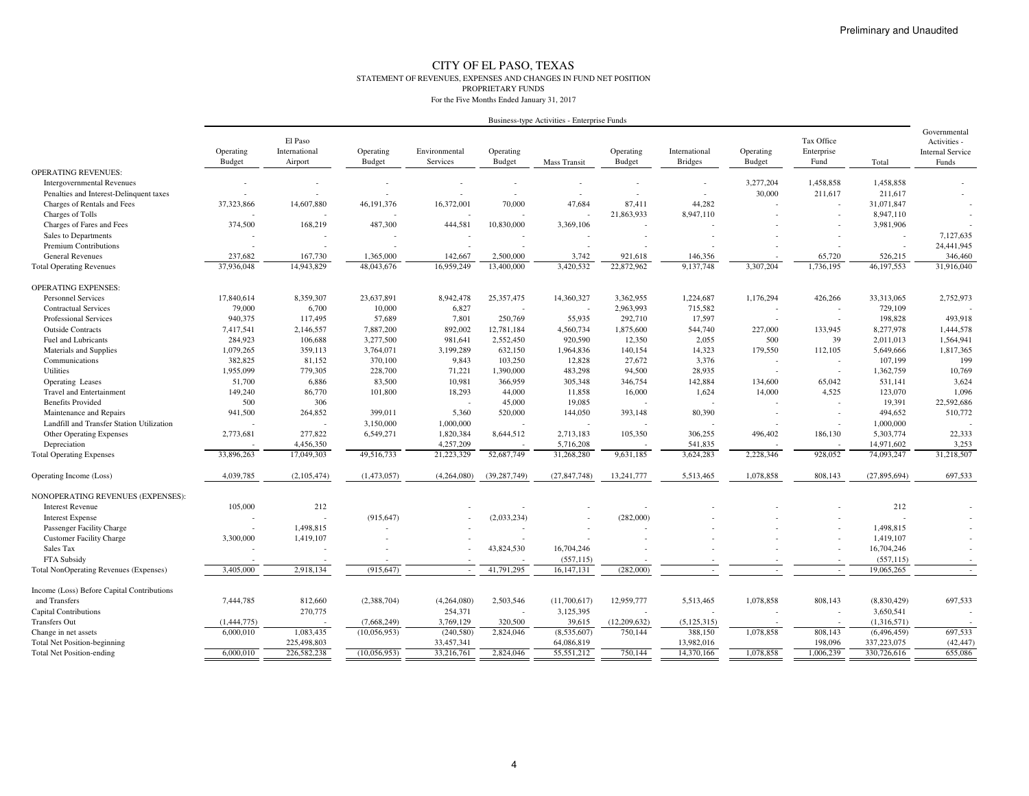Preliminary and Unaudited

# CITY OF EL PASO, TEXAS

## STATEMENT OF REVENUES, EXPENSES AND CHANGES IN FUND NET POSITION
## PROPRIETARY FUNDS
For the Five Months Ended January 31, 2017

| | Business-type Activities - Enterprise Funds | | | | | | | | | | | Governmental Activities - Internal Service Funds |
|---|---|---|---|---|---|---|---|---|---|---|---|---|
| | Operating Budget | El Paso International Airport | Operating Budget | Environmental Services | Operating Budget | Mass Transit | Operating Budget | International Bridges | Operating Budget | Tax Office Enterprise Fund | Total | |
| **OPERATING REVENUES:** | | | | | | | | | | | | |
| Intergovernmental Revenues | - | - | - | - | - | - | - | - | 3,277,204 | 1,458,858 | 1,458,858 | - |
| Penalties and Interest-Delinquent taxes | - | - | - | - | - | - | - | - | 30,000 | 211,617 | 211,617 | - |
| Charges of Rentals and Fees | 37,323,866 | 14,607,880 | 46,191,376 | 16,372,001 | 70,000 | 47,684 | 87,411 | 44,282 | - | - | 31,071,847 | - |
| Charges of Tolls | - | - | - | - | - | - | 21,863,933 | 8,947,110 | - | - | 8,947,110 | - |
| Charges of Fares and Fees | 374,500 | 168,219 | 487,300 | 444,581 | 10,830,000 | 3,369,106 | - | - | - | - | 3,981,906 | - |
| Sales to Departments | - | - | - | - | - | - | - | - | - | - | - | 7,127,635 |
| Premium Contributions | - | - | - | - | - | - | - | - | - | - | - | 24,441,945 |
| General Revenues | 237,682 | 167,730 | 1,365,000 | 142,667 | 2,500,000 | 3,742 | 921,618 | 146,356 | - | 65,720 | 526,215 | 346,460 |
| Total Operating Revenues | 37,936,048 | 14,943,829 | 48,043,676 | 16,959,249 | 13,400,000 | 3,420,532 | 22,872,962 | 9,137,748 | 3,307,204 | 1,736,195 | 46,197,553 | 31,916,040 |
| **OPERATING EXPENSES:** | | | | | | | | | | | | |
| Personnel Services | 17,840,614 | 8,359,307 | 23,637,891 | 8,942,478 | 25,357,475 | 14,360,327 | 3,362,955 | 1,224,687 | 1,176,294 | 426,266 | 33,313,065 | 2,752,973 |
| Contractual Services | 79,000 | 6,700 | 10,000 | 6,827 | - | - | 2,963,993 | 715,582 | - | - | 729,109 | - |
| Professional Services | 940,375 | 117,495 | 57,689 | 7,801 | 250,769 | 55,935 | 292,710 | 17,597 | - | - | 198,828 | 493,918 |
| Outside Contracts | 7,417,541 | 2,146,557 | 7,887,200 | 892,002 | 12,781,184 | 4,560,734 | 1,875,600 | 544,740 | 227,000 | 133,945 | 8,277,978 | 1,444,578 |
| Fuel and Lubricants | 284,923 | 106,688 | 3,277,500 | 981,641 | 2,552,450 | 920,590 | 12,350 | 2,055 | 500 | 39 | 2,011,013 | 1,564,941 |
| Materials and Supplies | 1,079,265 | 359,113 | 3,764,071 | 3,199,289 | 632,150 | 1,964,836 | 140,154 | 14,323 | 179,550 | 112,105 | 5,649,666 | 1,817,365 |
| Communications | 382,825 | 81,152 | 370,100 | 9,843 | 103,250 | 12,828 | 27,672 | 3,376 | - | - | 107,199 | 199 |
| Utilities | 1,955,099 | 779,305 | 228,700 | 71,221 | 1,390,000 | 483,298 | 94,500 | 28,935 | - | - | 1,362,759 | 10,769 |
| Operating Leases | 51,700 | 6,886 | 83,500 | 10,981 | 366,959 | 305,348 | 346,754 | 142,884 | 134,600 | 65,042 | 531,141 | 3,624 |
| Travel and Entertainment | 149,240 | 86,770 | 101,800 | 18,293 | 44,000 | 11,858 | 16,000 | 1,624 | 14,000 | 4,525 | 123,070 | 1,096 |
| Benefits Provided | 500 | 306 | | - | 45,000 | 19,085 | - | - | - | - | 19,391 | 22,592,686 |
| Maintenance and Repairs | 941,500 | 264,852 | 399,011 | 5,360 | 520,000 | 144,050 | 393,148 | 80,390 | - | - | 494,652 | 510,772 |
| Landfill and Transfer Station Utilization | - | - | 3,150,000 | 1,000,000 | - | - | - | - | - | - | 1,000,000 | - |
| Other Operating Expenses | 2,773,681 | 277,822 | 6,549,271 | 1,820,384 | 8,644,512 | 2,713,183 | 105,350 | 306,255 | 496,402 | 186,130 | 5,303,774 | 22,333 |
| Depreciation | - | 4,456,350 | | 4,257,209 | - | 5,716,208 | - | 541,835 | - | - | 14,971,602 | 3,253 |
| Total Operating Expenses | 33,896,263 | 17,049,303 | 49,516,733 | 21,223,329 | 52,687,749 | 31,268,280 | 9,631,185 | 3,624,283 | 2,228,346 | 928,052 | 74,093,247 | 31,218,507 |
| Operating Income (Loss) | 4,039,785 | (2,105,474) | (1,473,057) | (4,264,080) | (39,287,749) | (27,847,748) | 13,241,777 | 5,513,465 | 1,078,858 | 808,143 | (27,895,694) | 697,533 |
| **NONOPERATING REVENUES (EXPENSES):** | | | | | | | | | | | | |
| Interest Revenue | 105,000 | 212 | | - | - | - | - | - | - | - | 212 | - |
| Interest Expense | - | - | (915,647) | - | (2,033,234) | - | (282,000) | - | - | - | - | - |
| Passenger Facility Charge | - | 1,498,815 | - | - | - | - | - | - | - | - | 1,498,815 | - |
| Customer Facility Charge | 3,300,000 | 1,419,107 | - | - | - | - | - | - | - | - | 1,419,107 | - |
| Sales Tax | - | - | - | - | 43,824,530 | 16,704,246 | - | - | - | - | 16,704,246 | - |
| FTA Subsidy | - | - | - | - | - | (557,115) | - | - | - | - | (557,115) | - |
| Total NonOperating Revenues (Expenses) | 3,405,000 | 2,918,134 | (915,647) | - | 41,791,295 | 16,147,131 | (282,000) | - | - | - | 19,065,265 | - |
| Income (Loss) Before Capital Contributions and Transfers | 7,444,785 | 812,660 | (2,388,704) | (4,264,080) | 2,503,546 | (11,700,617) | 12,959,777 | 5,513,465 | 1,078,858 | 808,143 | (8,830,429) | 697,533 |
| Capital Contributions | | 270,775 | | 254,371 | - | 3,125,395 | - | - | - | - | 3,650,541 | - |
| Transfers Out | (1,444,775) | - | (7,668,249) | 3,769,129 | 320,500 | 39,615 | (12,209,632) | (5,125,315) | - | - | (1,316,571) | - |
| Change in net assets | 6,000,010 | 1,083,435 | (10,056,953) | (240,580) | 2,824,046 | (8,535,607) | 750,144 | 388,150 | 1,078,858 | 808,143 | (6,496,459) | 697,533 |
| Total Net Position-beginning | | 225,498,803 | | 33,457,341 | | 64,086,819 | | 13,982,016 | | 198,096 | 337,223,075 | (42,447) |
| Total Net Position-ending | 6,000,010 | 226,582,238 | (10,056,953) | 33,216,761 | 2,824,046 | 55,551,212 | 750,144 | 14,370,166 | 1,078,858 | 1,006,239 | 330,726,616 | 655,086 |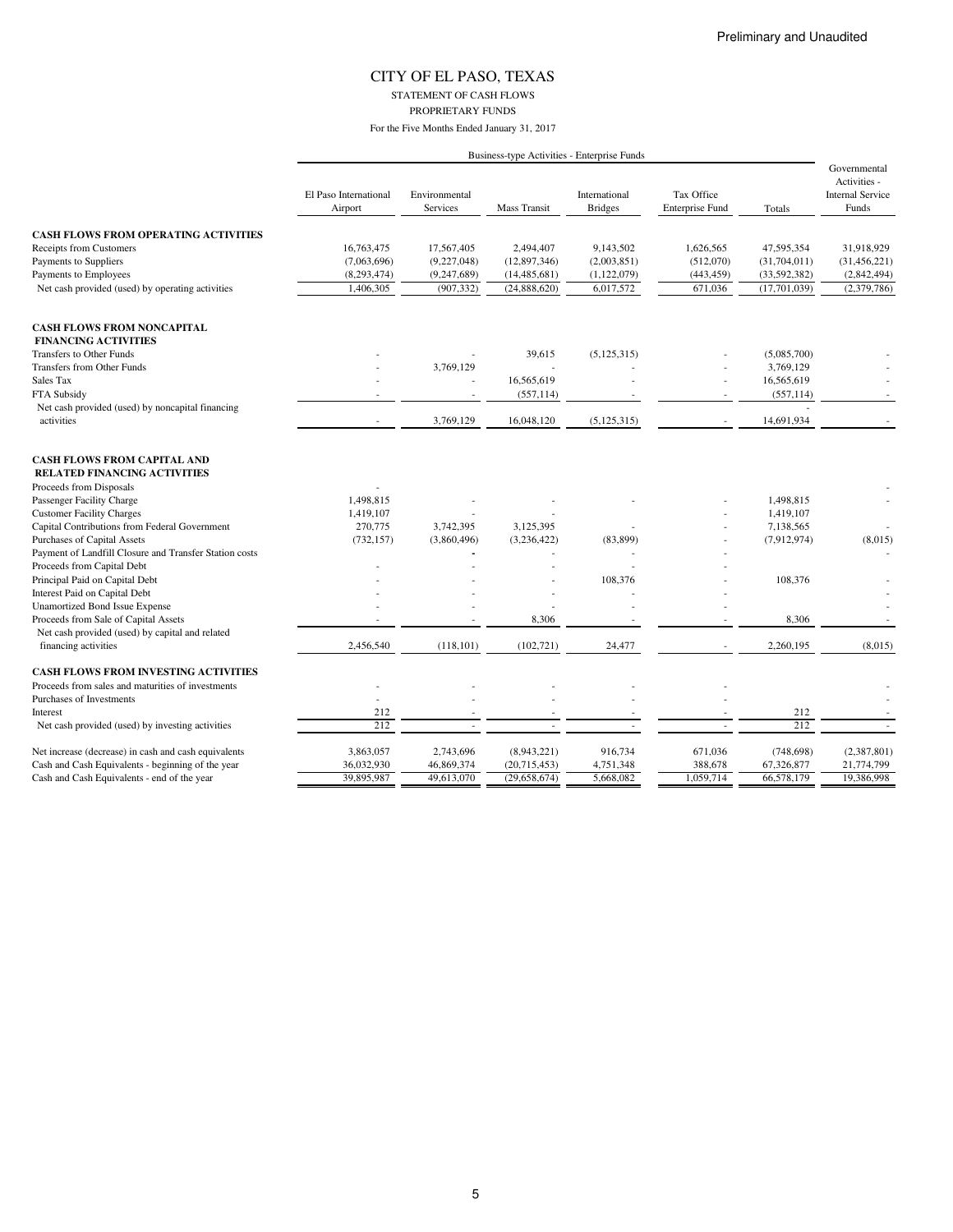Preliminary and Unaudited

# CITY OF EL PASO, TEXAS

STATEMENT OF CASH FLOWS

PROPRIETARY FUNDS

For the Five Months Ended January 31, 2017

| | Business-type Activities - Enterprise Funds | | | | | | Governmental Activities - Internal Service Funds |
|---|---|---|---|---|---|---|---|
| | El Paso International Airport | Environmental Services | Mass Transit | International Bridges | Tax Office Enterprise Fund | Totals | |
| **CASH FLOWS FROM OPERATING ACTIVITIES** | | | | | | | |
| Receipts from Customers | 16,763,475 | 17,567,405 | 2,494,407 | 9,143,502 | 1,626,565 | 47,595,354 | 31,918,929 |
| Payments to Suppliers | (7,063,696) | (9,227,048) | (12,897,346) | (2,003,851) | (512,070) | (31,704,011) | (31,456,221) |
| Payments to Employees | (8,293,474) | (9,247,689) | (14,485,681) | (1,122,079) | (443,459) | (33,592,382) | (2,842,494) |
| Net cash provided (used) by operating activities | 1,406,305 | (907,332) | (24,888,620) | 6,017,572 | 671,036 | (17,701,039) | (2,379,786) |
| **CASH FLOWS FROM NONCAPITAL FINANCING ACTIVITIES** | | | | | | | |
| Transfers to Other Funds | - | - | 39,615 | (5,125,315) | - | (5,085,700) | - |
| Transfers from Other Funds | - | 3,769,129 | - | - | - | 3,769,129 | - |
| Sales Tax | - | - | 16,565,619 | - | - | 16,565,619 | - |
| FTA Subsidy | - | - | (557,114) | - | - | (557,114) | - |
| Net cash provided (used) by noncapital financing activities | - | 3,769,129 | 16,048,120 | (5,125,315) | - | 14,691,934 | - |
| **CASH FLOWS FROM CAPITAL AND RELATED FINANCING ACTIVITIES** | | | | | | | |
| Proceeds from Disposals | - | | | | | | - |
| Passenger Facility Charge | 1,498,815 | - | - | - | - | 1,498,815 | - |
| Customer Facility Charges | 1,419,107 | - | - | | - | 1,419,107 | |
| Capital Contributions from Federal Government | 270,775 | 3,742,395 | 3,125,395 | | - | 7,138,565 | - |
| Purchases of Capital Assets | (732,157) | (3,860,496) | (3,236,422) | (83,899) | - | (7,912,974) | (8,015) |
| Payment of Landfill Closure and Transfer Station costs | | - | - | - | - | | - |
| Proceeds from Capital Debt | - | - | - | - | - | | |
| Principal Paid on Capital Debt | - | - | - | 108,376 | - | 108,376 | - |
| Interest Paid on Capital Debt | - | - | - | - | - | | - |
| Unamortized Bond Issue Expense | - | - | - | - | - | | - |
| Proceeds from Sale of Capital Assets | - | - | 8,306 | - | - | 8,306 | - |
| Net cash provided (used) by capital and related financing activities | 2,456,540 | (118,101) | (102,721) | 24,477 | - | 2,260,195 | (8,015) |
| **CASH FLOWS FROM INVESTING ACTIVITIES** | | | | | | | |
| Proceeds from sales and maturities of investments | - | - | - | - | - | | - |
| Purchases of Investments | - | - | - | - | - | | - |
| Interest | 212 | - | - | - | - | 212 | - |
| Net cash provided (used) by investing activities | 212 | - | - | - | - | 212 | - |
| Net increase (decrease) in cash and cash equivalents | 3,863,057 | 2,743,696 | (8,943,221) | 916,734 | 671,036 | (748,698) | (2,387,801) |
| Cash and Cash Equivalents - beginning of the year | 36,032,930 | 46,869,374 | (20,715,453) | 4,751,348 | 388,678 | 67,326,877 | 21,774,799 |
| Cash and Cash Equivalents - end of the year | 39,895,987 | 49,613,070 | (29,658,674) | 5,668,082 | 1,059,714 | 66,578,179 | 19,386,998 |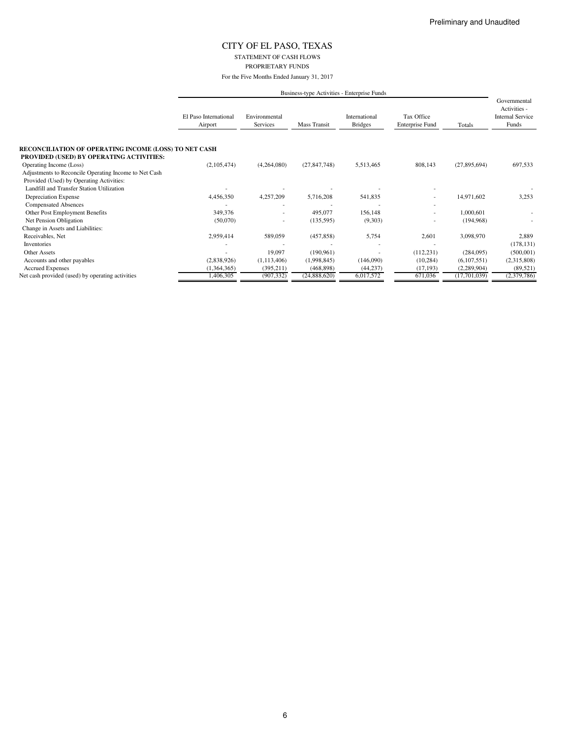Preliminary and Unaudited

# CITY OF EL PASO, TEXAS

STATEMENT OF CASH FLOWS

PROPRIETARY FUNDS

For the Five Months Ended January 31, 2017

| | Business-type Activities - Enterprise Funds | | | | | | Governmental Activities - Internal Service Funds |
|---|---|---|---|---|---|---|---|
| | El Paso International Airport | Environmental Services | Mass Transit | International Bridges | Tax Office Enterprise Fund | Totals | |
| **RECONCILIATION OF OPERATING INCOME (LOSS) TO NET CASH PROVIDED (USED) BY OPERATING ACTIVITIES:** | | | | | | | |
| Operating Income (Loss) | (2,105,474) | (4,264,080) | (27,847,748) | 5,513,465 | 808,143 | (27,895,694) | 697,533 |
| Adjustments to Reconcile Operating Income to Net Cash Provided (Used) by Operating Activities: | | | | | | | |
| Landfill and Transfer Station Utilization | - | - | - | - | - | | - |
| Depreciation Expense | 4,456,350 | 4,257,209 | 5,716,208 | 541,835 | - | 14,971,602 | 3,253 |
| Compensated Absences | - | - | - | - | - | | |
| Other Post Employment Benefits | 349,376 | - | 495,077 | 156,148 | - | 1,000,601 | - |
| Net Pension Obligation | (50,070) | - | (135,595) | (9,303) | - | (194,968) | - |
| Change in Assets and Liabilities: | | | | | | | |
| Receivables, Net | 2,959,414 | 589,059 | (457,858) | 5,754 | 2,601 | 3,098,970 | 2,889 |
| Inventories | - | - | - | - | - | | (178,131) |
| Other Assets | - | 19,097 | (190,961) | - | (112,231) | (284,095) | (500,001) |
| Accounts and other payables | (2,838,926) | (1,113,406) | (1,998,845) | (146,090) | (10,284) | (6,107,551) | (2,315,808) |
| Accrued Expenses | (1,364,365) | (395,211) | (468,898) | (44,237) | (17,193) | (2,289,904) | (89,521) |
| Net cash provided (used) by operating activities | 1,406,305 | (907,332) | (24,888,620) | 6,017,572 | 671,036 | (17,701,039) | (2,379,786) |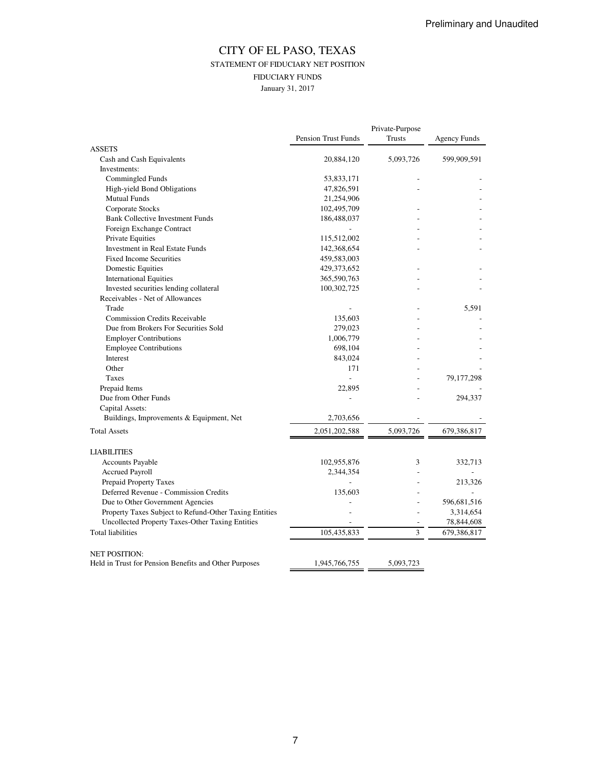Preliminary and Unaudited

# CITY OF EL PASO, TEXAS

## STATEMENT OF FIDUCIARY NET POSITION

### FIDUCIARY FUNDS

January 31, 2017

| | Pension Trust Funds | Private-Purpose Trusts | Agency Funds |
|---|---|---|---|
| **ASSETS** | | | |
| Cash and Cash Equivalents | 20,884,120 | 5,093,726 | 599,909,591 |
| Investments: | | | |
| Commingled Funds | 53,833,171 | - | - |
| High-yield Bond Obligations | 47,826,591 | - | - |
| Mutual Funds | 21,254,906 | | - |
| Corporate Stocks | 102,495,709 | - | - |
| Bank Collective Investment Funds | 186,488,037 | - | - |
| Foreign Exchange Contract | - | - | - |
| Private Equities | 115,512,002 | - | - |
| Investment in Real Estate Funds | 142,368,654 | - | - |
| Fixed Income Securities | 459,583,003 | | |
| Domestic Equities | 429,373,652 | - | - |
| International Equities | 365,590,763 | - | - |
| Invested securities lending collateral | 100,302,725 | - | - |
| Receivables - Net of Allowances | | | |
| Trade | - | - | 5,591 |
| Commission Credits Receivable | 135,603 | - | - |
| Due from Brokers For Securities Sold | 279,023 | - | - |
| Employer Contributions | 1,006,779 | - | - |
| Employee Contributions | 698,104 | - | - |
| Interest | 843,024 | - | - |
| Other | 171 | - | - |
| Taxes | - | - | 79,177,298 |
| Prepaid Items | 22,895 | - | - |
| Due from Other Funds | - | - | 294,337 |
| Capital Assets: | | | |
| Buildings, Improvements & Equipment, Net | 2,703,656 | - | - |
| Total Assets | 2,051,202,588 | 5,093,726 | 679,386,817 |
| | | | |
| **LIABILITIES** | | | |
| Accounts Payable | 102,955,876 | 3 | 332,713 |
| Accrued Payroll | 2,344,354 | - | - |
| Prepaid Property Taxes | - | - | 213,326 |
| Deferred Revenue - Commission Credits | 135,603 | - | - |
| Due to Other Government Agencies | - | - | 596,681,516 |
| Property Taxes Subject to Refund-Other Taxing Entities | - | - | 3,314,654 |
| Uncollected Property Taxes-Other Taxing Entities | - | - | 78,844,608 |
| Total liabilities | 105,435,833 | 3 | 679,386,817 |
| | | | |
| **NET POSITION:** | | | |
| Held in Trust for Pension Benefits and Other Purposes | 1,945,766,755 | 5,093,723 | |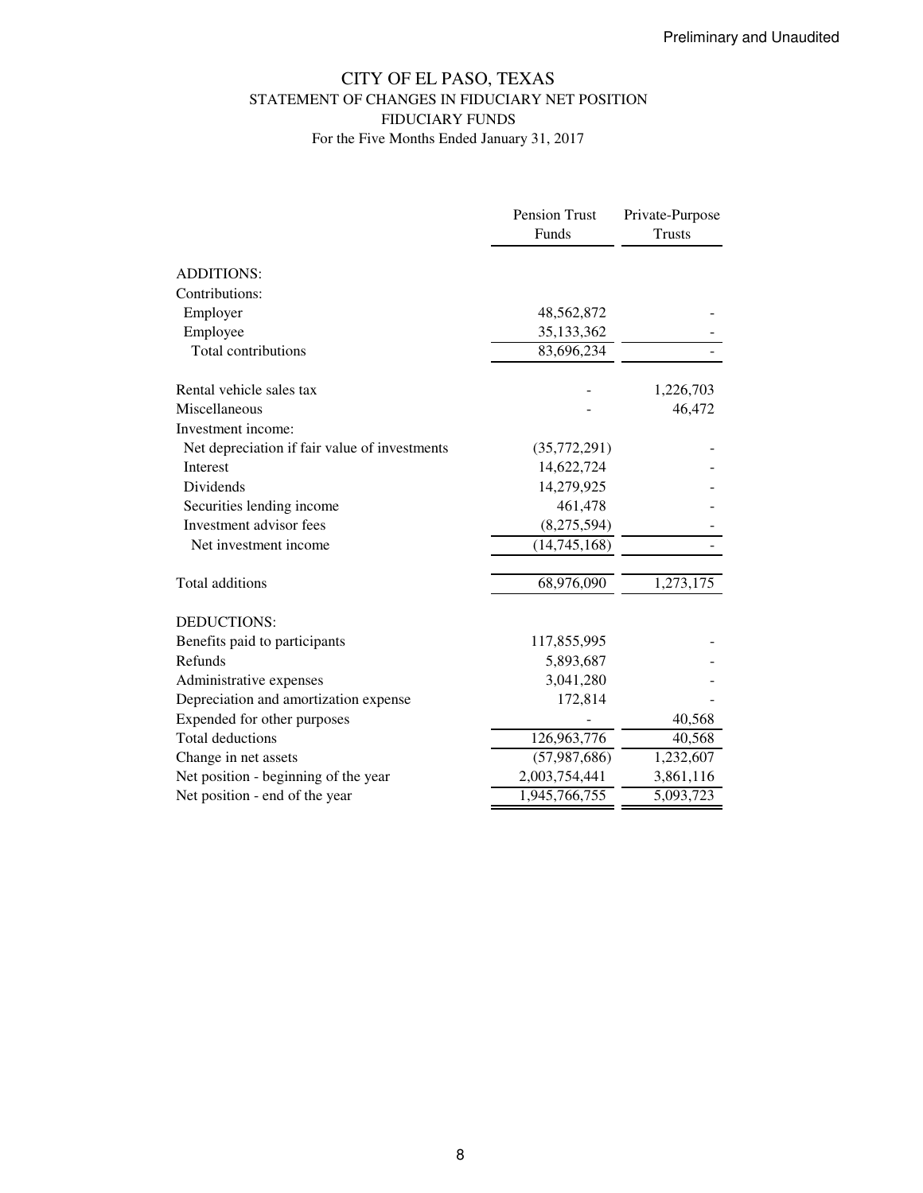Preliminary and Unaudited

# CITY OF EL PASO, TEXAS
## STATEMENT OF CHANGES IN FIDUCIARY NET POSITION
## FIDUCIARY FUNDS
For the Five Months Ended January 31, 2017

| | Pension Trust Funds | Private-Purpose Trusts |
|---|---|---|
| ADDITIONS: | | |
| Contributions: | | |
| Employer | 48,562,872 | - |
| Employee | 35,133,362 | - |
| Total contributions | 83,696,234 | - |
| | | |
| Rental vehicle sales tax | - | 1,226,703 |
| Miscellaneous | - | 46,472 |
| Investment income: | | |
| Net depreciation if fair value of investments | (35,772,291) | - |
| Interest | 14,622,724 | - |
| Dividends | 14,279,925 | - |
| Securities lending income | 461,478 | - |
| Investment advisor fees | (8,275,594) | - |
| Net investment income | (14,745,168) | - |
| | | |
| Total additions | 68,976,090 | 1,273,175 |
| | | |
| DEDUCTIONS: | | |
| Benefits paid to participants | 117,855,995 | - |
| Refunds | 5,893,687 | - |
| Administrative expenses | 3,041,280 | - |
| Depreciation and amortization expense | 172,814 | - |
| Expended for other purposes | - | 40,568 |
| Total deductions | 126,963,776 | 40,568 |
| Change in net assets | (57,987,686) | 1,232,607 |
| Net position - beginning of the year | 2,003,754,441 | 3,861,116 |
| Net position - end of the year | 1,945,766,755 | 5,093,723 |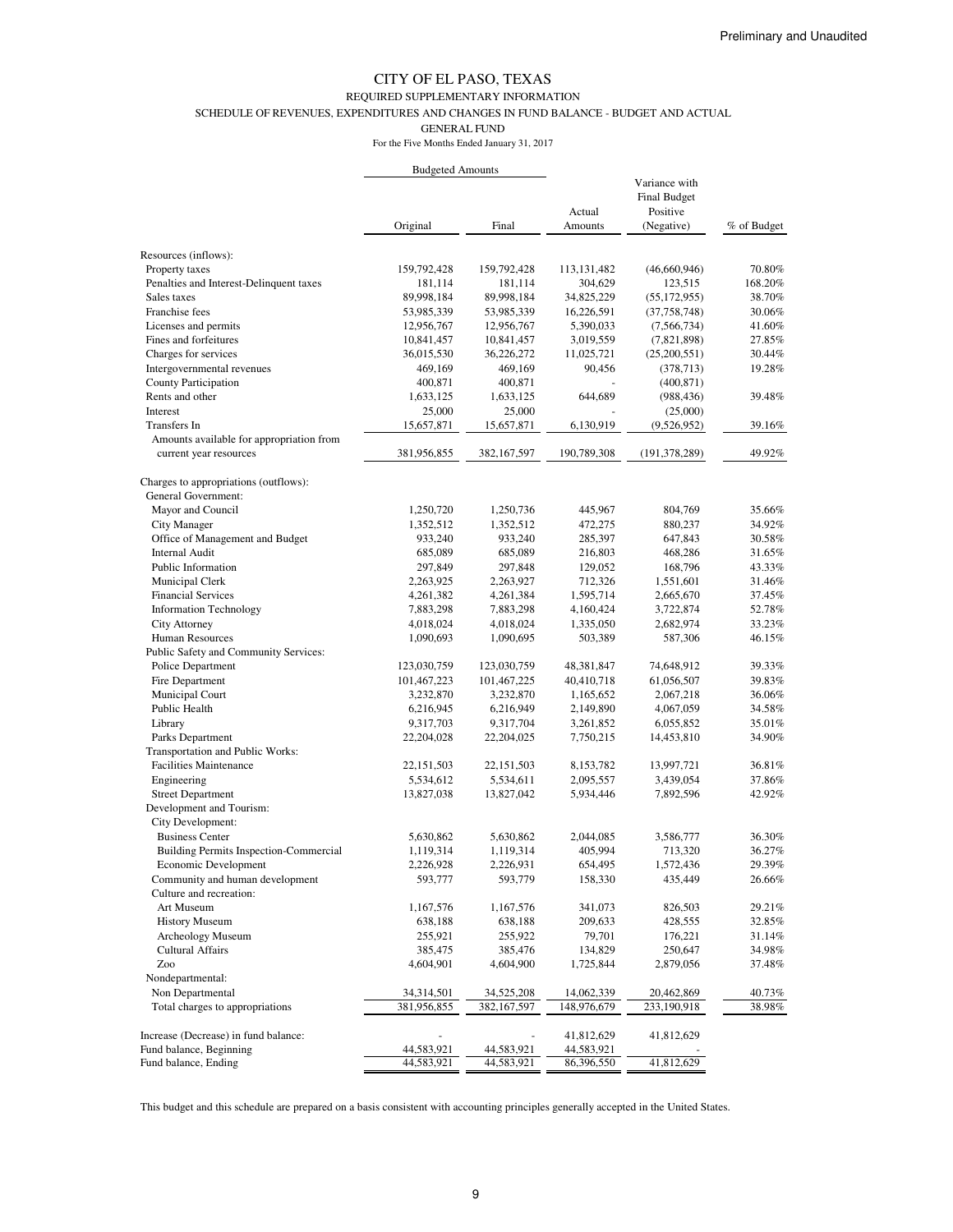Preliminary and Unaudited

# CITY OF EL PASO, TEXAS

REQUIRED SUPPLEMENTARY INFORMATION

SCHEDULE OF REVENUES, EXPENDITURES AND CHANGES IN FUND BALANCE - BUDGET AND ACTUAL

GENERAL FUND

For the Five Months Ended January 31, 2017

| | Budgeted Amounts | | | | |
|---|---|---|---|---|---|
| | Original | Final | Actual Amounts | Variance with Final Budget Positive (Negative) | % of Budget |
| Resources (inflows): | | | | | |
| Property taxes | 159,792,428 | 159,792,428 | 113,131,482 | (46,660,946) | 70.80% |
| Penalties and Interest-Delinquent taxes | 181,114 | 181,114 | 304,629 | 123,515 | 168.20% |
| Sales taxes | 89,998,184 | 89,998,184 | 34,825,229 | (55,172,955) | 38.70% |
| Franchise fees | 53,985,339 | 53,985,339 | 16,226,591 | (37,758,748) | 30.06% |
| Licenses and permits | 12,956,767 | 12,956,767 | 5,390,033 | (7,566,734) | 41.60% |
| Fines and forfeitures | 10,841,457 | 10,841,457 | 3,019,559 | (7,821,898) | 27.85% |
| Charges for services | 36,015,530 | 36,226,272 | 11,025,721 | (25,200,551) | 30.44% |
| Intergovernmental revenues | 469,169 | 469,169 | 90,456 | (378,713) | 19.28% |
| County Participation | 400,871 | 400,871 | - | (400,871) | |
| Rents and other | 1,633,125 | 1,633,125 | 644,689 | (988,436) | 39.48% |
| Interest | 25,000 | 25,000 | - | (25,000) | |
| Transfers In | 15,657,871 | 15,657,871 | 6,130,919 | (9,526,952) | 39.16% |
| Amounts available for appropriation from current year resources | 381,956,855 | 382,167,597 | 190,789,308 | (191,378,289) | 49.92% |
| Charges to appropriations (outflows): | | | | | |
| General Government: | | | | | |
| Mayor and Council | 1,250,720 | 1,250,736 | 445,967 | 804,769 | 35.66% |
| City Manager | 1,352,512 | 1,352,512 | 472,275 | 880,237 | 34.92% |
| Office of Management and Budget | 933,240 | 933,240 | 285,397 | 647,843 | 30.58% |
| Internal Audit | 685,089 | 685,089 | 216,803 | 468,286 | 31.65% |
| Public Information | 297,849 | 297,848 | 129,052 | 168,796 | 43.33% |
| Municipal Clerk | 2,263,925 | 2,263,927 | 712,326 | 1,551,601 | 31.46% |
| Financial Services | 4,261,382 | 4,261,384 | 1,595,714 | 2,665,670 | 37.45% |
| Information Technology | 7,883,298 | 7,883,298 | 4,160,424 | 3,722,874 | 52.78% |
| City Attorney | 4,018,024 | 4,018,024 | 1,335,050 | 2,682,974 | 33.23% |
| Human Resources | 1,090,693 | 1,090,695 | 503,389 | 587,306 | 46.15% |
| Public Safety and Community Services: | | | | | |
| Police Department | 123,030,759 | 123,030,759 | 48,381,847 | 74,648,912 | 39.33% |
| Fire Department | 101,467,223 | 101,467,225 | 40,410,718 | 61,056,507 | 39.83% |
| Municipal Court | 3,232,870 | 3,232,870 | 1,165,652 | 2,067,218 | 36.06% |
| Public Health | 6,216,945 | 6,216,949 | 2,149,890 | 4,067,059 | 34.58% |
| Library | 9,317,703 | 9,317,704 | 3,261,852 | 6,055,852 | 35.01% |
| Parks Department | 22,204,028 | 22,204,025 | 7,750,215 | 14,453,810 | 34.90% |
| Transportation and Public Works: | | | | | |
| Facilities Maintenance | 22,151,503 | 22,151,503 | 8,153,782 | 13,997,721 | 36.81% |
| Engineering | 5,534,612 | 5,534,611 | 2,095,557 | 3,439,054 | 37.86% |
| Street Department | 13,827,038 | 13,827,042 | 5,934,446 | 7,892,596 | 42.92% |
| Development and Tourism: | | | | | |
| City Development: | | | | | |
| Business Center | 5,630,862 | 5,630,862 | 2,044,085 | 3,586,777 | 36.30% |
| Building Permits Inspection-Commercial | 1,119,314 | 1,119,314 | 405,994 | 713,320 | 36.27% |
| Economic Development | 2,226,928 | 2,226,931 | 654,495 | 1,572,436 | 29.39% |
| Community and human development | 593,777 | 593,779 | 158,330 | 435,449 | 26.66% |
| Culture and recreation: | | | | | |
| Art Museum | 1,167,576 | 1,167,576 | 341,073 | 826,503 | 29.21% |
| History Museum | 638,188 | 638,188 | 209,633 | 428,555 | 32.85% |
| Archeology Museum | 255,921 | 255,922 | 79,701 | 176,221 | 31.14% |
| Cultural Affairs | 385,475 | 385,476 | 134,829 | 250,647 | 34.98% |
| Zoo | 4,604,901 | 4,604,900 | 1,725,844 | 2,879,056 | 37.48% |
| Nondepartmental: | | | | | |
| Non Departmental | 34,314,501 | 34,525,208 | 14,062,339 | 20,462,869 | 40.73% |
| Total charges to appropriations | 381,956,855 | 382,167,597 | 148,976,679 | 233,190,918 | 38.98% |
| Increase (Decrease) in fund balance: | - | - | 41,812,629 | 41,812,629 | |
| Fund balance, Beginning | 44,583,921 | 44,583,921 | 44,583,921 | - | |
| Fund balance, Ending | 44,583,921 | 44,583,921 | 86,396,550 | 41,812,629 | |

This budget and this schedule are prepared on a basis consistent with accounting principles generally accepted in the United States.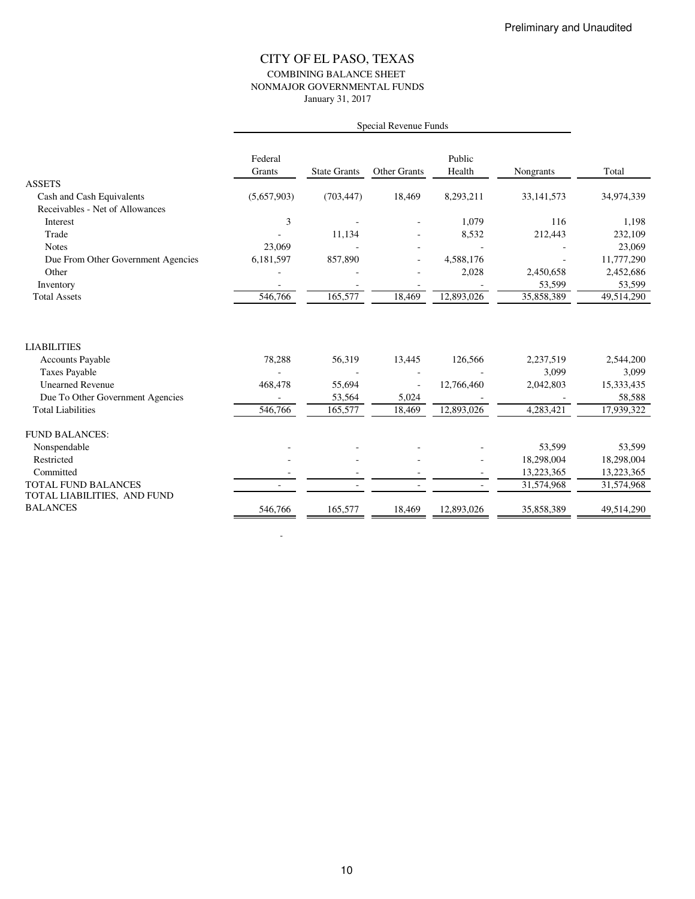Preliminary and Unaudited

# CITY OF EL PASO, TEXAS

## COMBINING BALANCE SHEET
## NONMAJOR GOVERNMENTAL FUNDS
January 31, 2017

| | Special Revenue Funds | | | | | |
|---|---|---|---|---|---|---|
| | Federal Grants | State Grants | Other Grants | Public Health | Nongrants | Total |
| **ASSETS** | | | | | | |
| Cash and Cash Equivalents | (5,657,903) | (703,447) | 18,469 | 8,293,211 | 33,141,573 | 34,974,339 |
| Receivables - Net of Allowances | | | | | | |
| Interest | 3 | - | - | 1,079 | 116 | 1,198 |
| Trade | - | 11,134 | - | 8,532 | 212,443 | 232,109 |
| Notes | 23,069 | - | - | - | - | 23,069 |
| Due From Other Government Agencies | 6,181,597 | 857,890 | - | 4,588,176 | - | 11,777,290 |
| Other | - | - | - | 2,028 | 2,450,658 | 2,452,686 |
| Inventory | - | - | - | - | 53,599 | 53,599 |
| Total Assets | 546,766 | 165,577 | 18,469 | 12,893,026 | 35,858,389 | 49,514,290 |
| **LIABILITIES** | | | | | | |
| Accounts Payable | 78,288 | 56,319 | 13,445 | 126,566 | 2,237,519 | 2,544,200 |
| Taxes Payable | - | - | - | - | 3,099 | 3,099 |
| Unearned Revenue | 468,478 | 55,694 | - | 12,766,460 | 2,042,803 | 15,333,435 |
| Due To Other Government Agencies | - | 53,564 | 5,024 | - | - | 58,588 |
| Total Liabilities | 546,766 | 165,577 | 18,469 | 12,893,026 | 4,283,421 | 17,939,322 |
| **FUND BALANCES:** | | | | | | |
| Nonspendable | - | - | - | - | 53,599 | 53,599 |
| Restricted | - | - | - | - | 18,298,004 | 18,298,004 |
| Committed | - | - | - | - | 13,223,365 | 13,223,365 |
| TOTAL FUND BALANCES | - | - | - | - | 31,574,968 | 31,574,968 |
| TOTAL LIABILITIES, AND FUND BALANCES | 546,766 | 165,577 | 18,469 | 12,893,026 | 35,858,389 | 49,514,290 |

-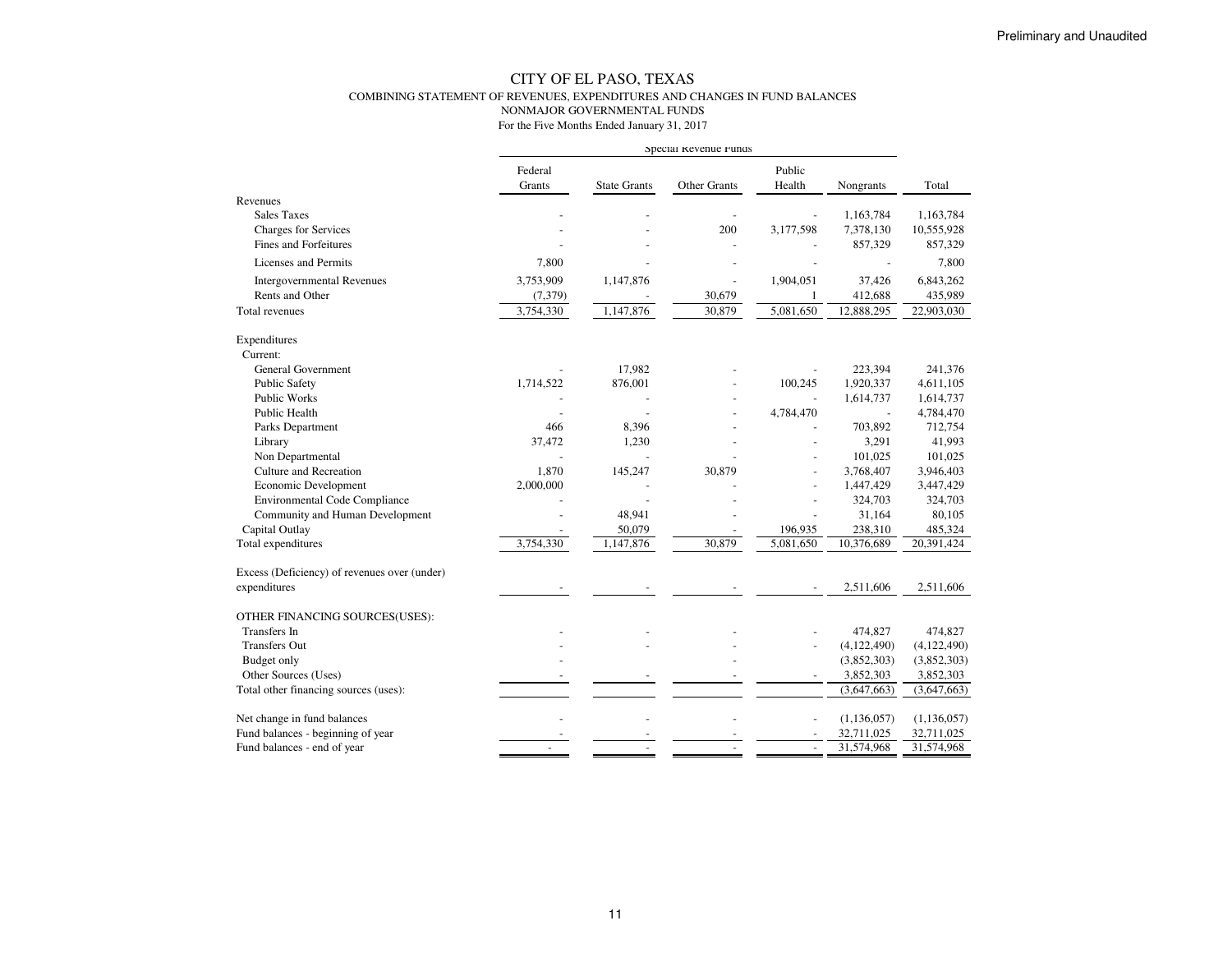Preliminary and Unaudited

# CITY OF EL PASO, TEXAS

## COMBINING STATEMENT OF REVENUES, EXPENDITURES AND CHANGES IN FUND BALANCES

### NONMAJOR GOVERNMENTAL FUNDS

For the Five Months Ended January 31, 2017

| | Special Revenue Funds | | | | | |
|---|---|---|---|---|---|---|
| | Federal Grants | State Grants | Other Grants | Public Health | Nongrants | Total |
| Revenues | | | | | | |
| Sales Taxes | - | - | - | - | 1,163,784 | 1,163,784 |
| Charges for Services | - | - | 200 | 3,177,598 | 7,378,130 | 10,555,928 |
| Fines and Forfeitures | - | - | - | - | 857,329 | 857,329 |
| Licenses and Permits | 7,800 | - | - | - | - | 7,800 |
| Intergovernmental Revenues | 3,753,909 | 1,147,876 | - | 1,904,051 | 37,426 | 6,843,262 |
| Rents and Other | (7,379) | - | 30,679 | 1 | 412,688 | 435,989 |
| Total revenues | 3,754,330 | 1,147,876 | 30,879 | 5,081,650 | 12,888,295 | 22,903,030 |
| Expenditures | | | | | | |
| Current: | | | | | | |
| General Government | - | 17,982 | - | - | 223,394 | 241,376 |
| Public Safety | 1,714,522 | 876,001 | - | 100,245 | 1,920,337 | 4,611,105 |
| Public Works | - | - | - | - | 1,614,737 | 1,614,737 |
| Public Health | - | - | - | 4,784,470 | - | 4,784,470 |
| Parks Department | 466 | 8,396 | - | - | 703,892 | 712,754 |
| Library | 37,472 | 1,230 | - | - | 3,291 | 41,993 |
| Non Departmental | - | - | - | - | 101,025 | 101,025 |
| Culture and Recreation | 1,870 | 145,247 | 30,879 | - | 3,768,407 | 3,946,403 |
| Economic Development | 2,000,000 | - | - | - | 1,447,429 | 3,447,429 |
| Environmental Code Compliance | - | - | - | - | 324,703 | 324,703 |
| Community and Human Development | - | 48,941 | - | - | 31,164 | 80,105 |
| Capital Outlay | - | 50,079 | - | 196,935 | 238,310 | 485,324 |
| Total expenditures | 3,754,330 | 1,147,876 | 30,879 | 5,081,650 | 10,376,689 | 20,391,424 |
| Excess (Deficiency) of revenues over (under) expenditures | - | - | - | - | 2,511,606 | 2,511,606 |
| OTHER FINANCING SOURCES(USES): | | | | | | |
| Transfers In | - | - | - | - | 474,827 | 474,827 |
| Transfers Out | - | - | - | - | (4,122,490) | (4,122,490) |
| Budget only | - | | - | | (3,852,303) | (3,852,303) |
| Other Sources (Uses) | - | - | - | - | 3,852,303 | 3,852,303 |
| Total other financing sources (uses): | | | | | (3,647,663) | (3,647,663) |
| Net change in fund balances | - | - | - | - | (1,136,057) | (1,136,057) |
| Fund balances - beginning of year | - | - | - | - | 32,711,025 | 32,711,025 |
| Fund balances - end of year | - | - | - | - | 31,574,968 | 31,574,968 |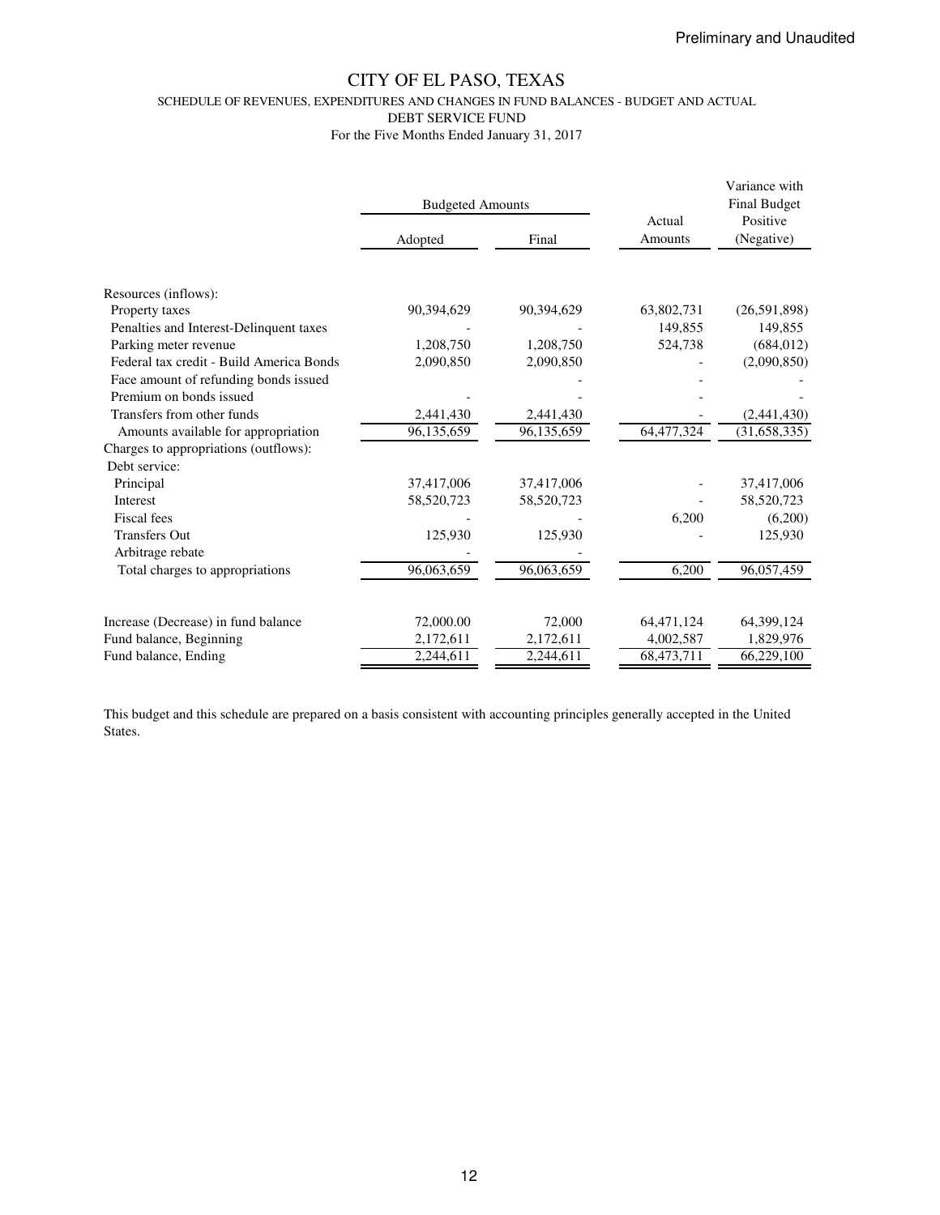Preliminary and Unaudited

# CITY OF EL PASO, TEXAS

## SCHEDULE OF REVENUES, EXPENDITURES AND CHANGES IN FUND BALANCES - BUDGET AND ACTUAL

### DEBT SERVICE FUND

For the Five Months Ended January 31, 2017

| | Budgeted Amounts | | | Variance with Final Budget |
|---|---|---|---|---|
| | Adopted | Final | Actual Amounts | Positive (Negative) |
| Resources (inflows): | | | | |
| Property taxes | 90,394,629 | 90,394,629 | 63,802,731 | (26,591,898) |
| Penalties and Interest-Delinquent taxes | - | - | 149,855 | 149,855 |
| Parking meter revenue | 1,208,750 | 1,208,750 | 524,738 | (684,012) |
| Federal tax credit - Build America Bonds | 2,090,850 | 2,090,850 | - | (2,090,850) |
| Face amount of refunding bonds issued | | - | - | - |
| Premium on bonds issued | - | - | - | - |
| Transfers from other funds | 2,441,430 | 2,441,430 | - | (2,441,430) |
| Amounts available for appropriation | 96,135,659 | 96,135,659 | 64,477,324 | (31,658,335) |
| Charges to appropriations (outflows): | | | | |
| Debt service: | | | | |
| Principal | 37,417,006 | 37,417,006 | - | 37,417,006 |
| Interest | 58,520,723 | 58,520,723 | - | 58,520,723 |
| Fiscal fees | - | - | 6,200 | (6,200) |
| Transfers Out | 125,930 | 125,930 | - | 125,930 |
| Arbitrage rebate | - | - | | |
| Total charges to appropriations | 96,063,659 | 96,063,659 | 6,200 | 96,057,459 |
| Increase (Decrease) in fund balance | 72,000.00 | 72,000 | 64,471,124 | 64,399,124 |
| Fund balance, Beginning | 2,172,611 | 2,172,611 | 4,002,587 | 1,829,976 |
| Fund balance, Ending | 2,244,611 | 2,244,611 | 68,473,711 | 66,229,100 |

This budget and this schedule are prepared on a basis consistent with accounting principles generally accepted in the United States.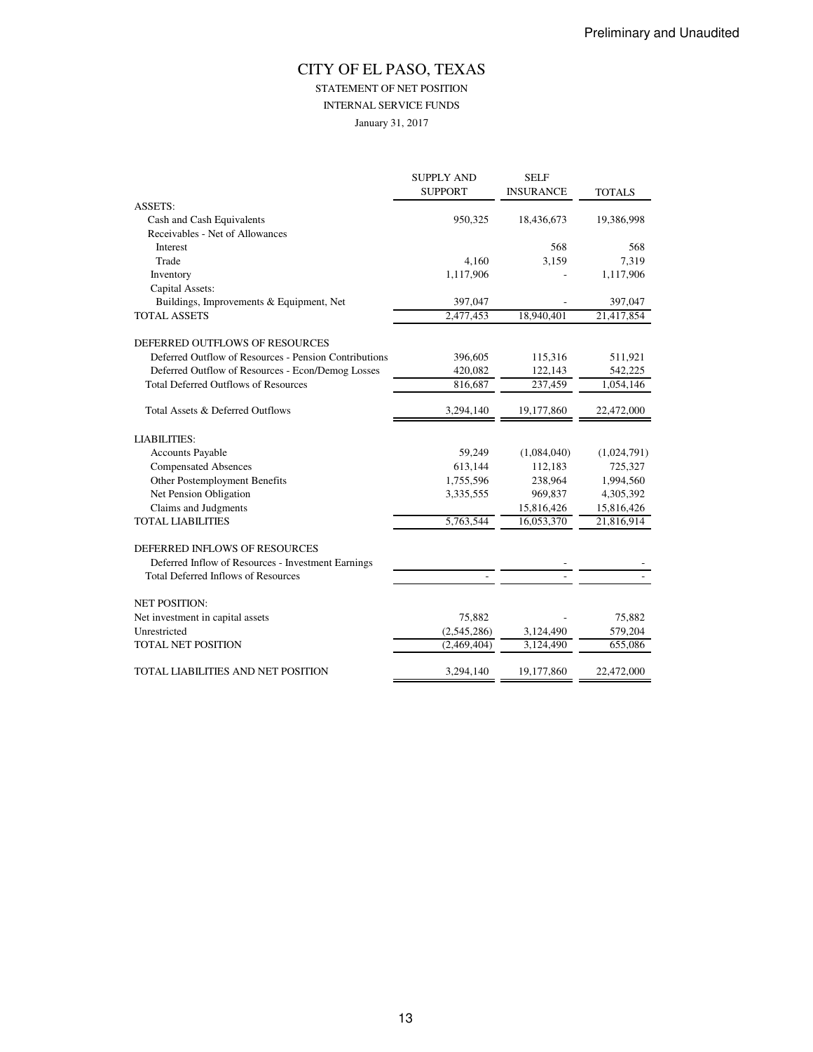Preliminary and Unaudited

# CITY OF EL PASO, TEXAS

STATEMENT OF NET POSITION

INTERNAL SERVICE FUNDS

January 31, 2017

| | SUPPLY AND SUPPORT | SELF INSURANCE | TOTALS |
|---|---|---|---|
| ASSETS: | | | |
| Cash and Cash Equivalents | 950,325 | 18,436,673 | 19,386,998 |
| Receivables - Net of Allowances | | | |
| Interest | | 568 | 568 |
| Trade | 4,160 | 3,159 | 7,319 |
| Inventory | 1,117,906 | - | 1,117,906 |
| Capital Assets: | | | |
| Buildings, Improvements & Equipment, Net | 397,047 | - | 397,047 |
| TOTAL ASSETS | 2,477,453 | 18,940,401 | 21,417,854 |
| DEFERRED OUTFLOWS OF RESOURCES | | | |
| Deferred Outflow of Resources - Pension Contributions | 396,605 | 115,316 | 511,921 |
| Deferred Outflow of Resources - Econ/Demog Losses | 420,082 | 122,143 | 542,225 |
| Total Deferred Outflows of Resources | 816,687 | 237,459 | 1,054,146 |
| Total Assets & Deferred Outflows | 3,294,140 | 19,177,860 | 22,472,000 |
| LIABILITIES: | | | |
| Accounts Payable | 59,249 | (1,084,040) | (1,024,791) |
| Compensated Absences | 613,144 | 112,183 | 725,327 |
| Other Postemployment Benefits | 1,755,596 | 238,964 | 1,994,560 |
| Net Pension Obligation | 3,335,555 | 969,837 | 4,305,392 |
| Claims and Judgments | | 15,816,426 | 15,816,426 |
| TOTAL LIABILITIES | 5,763,544 | 16,053,370 | 21,816,914 |
| DEFERRED INFLOWS OF RESOURCES | | | |
| Deferred Inflow of Resources - Investment Earnings | | - | - |
| Total Deferred Inflows of Resources | - | - | - |
| NET POSITION: | | | |
| Net investment in capital assets | 75,882 | - | 75,882 |
| Unrestricted | (2,545,286) | 3,124,490 | 579,204 |
| TOTAL NET POSITION | (2,469,404) | 3,124,490 | 655,086 |
| TOTAL LIABILITIES AND NET POSITION | 3,294,140 | 19,177,860 | 22,472,000 |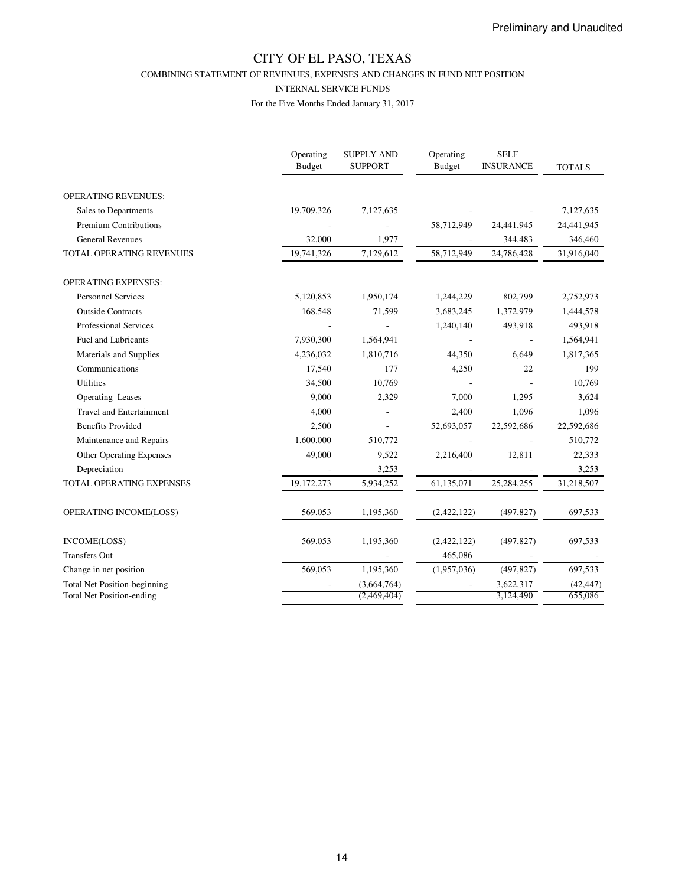Preliminary and Unaudited

# CITY OF EL PASO, TEXAS

## COMBINING STATEMENT OF REVENUES, EXPENSES AND CHANGES IN FUND NET POSITION

### INTERNAL SERVICE FUNDS

For the Five Months Ended January 31, 2017

| | Operating Budget | SUPPLY AND SUPPORT | Operating Budget | SELF INSURANCE | TOTALS |
|---|---|---|---|---|---|
| OPERATING REVENUES: | | | | | |
| Sales to Departments | 19,709,326 | 7,127,635 | - | - | 7,127,635 |
| Premium Contributions | - | - | 58,712,949 | 24,441,945 | 24,441,945 |
| General Revenues | 32,000 | 1,977 | - | 344,483 | 346,460 |
| TOTAL OPERATING REVENUES | 19,741,326 | 7,129,612 | 58,712,949 | 24,786,428 | 31,916,040 |
| OPERATING EXPENSES: | | | | | |
| Personnel Services | 5,120,853 | 1,950,174 | 1,244,229 | 802,799 | 2,752,973 |
| Outside Contracts | 168,548 | 71,599 | 3,683,245 | 1,372,979 | 1,444,578 |
| Professional Services | - | - | 1,240,140 | 493,918 | 493,918 |
| Fuel and Lubricants | 7,930,300 | 1,564,941 | - | - | 1,564,941 |
| Materials and Supplies | 4,236,032 | 1,810,716 | 44,350 | 6,649 | 1,817,365 |
| Communications | 17,540 | 177 | 4,250 | 22 | 199 |
| Utilities | 34,500 | 10,769 | - | - | 10,769 |
| Operating Leases | 9,000 | 2,329 | 7,000 | 1,295 | 3,624 |
| Travel and Entertainment | 4,000 | - | 2,400 | 1,096 | 1,096 |
| Benefits Provided | 2,500 | - | 52,693,057 | 22,592,686 | 22,592,686 |
| Maintenance and Repairs | 1,600,000 | 510,772 | - | - | 510,772 |
| Other Operating Expenses | 49,000 | 9,522 | 2,216,400 | 12,811 | 22,333 |
| Depreciation | - | 3,253 | - | - | 3,253 |
| TOTAL OPERATING EXPENSES | 19,172,273 | 5,934,252 | 61,135,071 | 25,284,255 | 31,218,507 |
| OPERATING INCOME(LOSS) | 569,053 | 1,195,360 | (2,422,122) | (497,827) | 697,533 |
| INCOME(LOSS) | 569,053 | 1,195,360 | (2,422,122) | (497,827) | 697,533 |
| Transfers Out | | - | 465,086 | - | - |
| Change in net position | 569,053 | 1,195,360 | (1,957,036) | (497,827) | 697,533 |
| Total Net Position-beginning | - | (3,664,764) | - | 3,622,317 | (42,447) |
| Total Net Position-ending | | (2,469,404) | | 3,124,490 | 655,086 |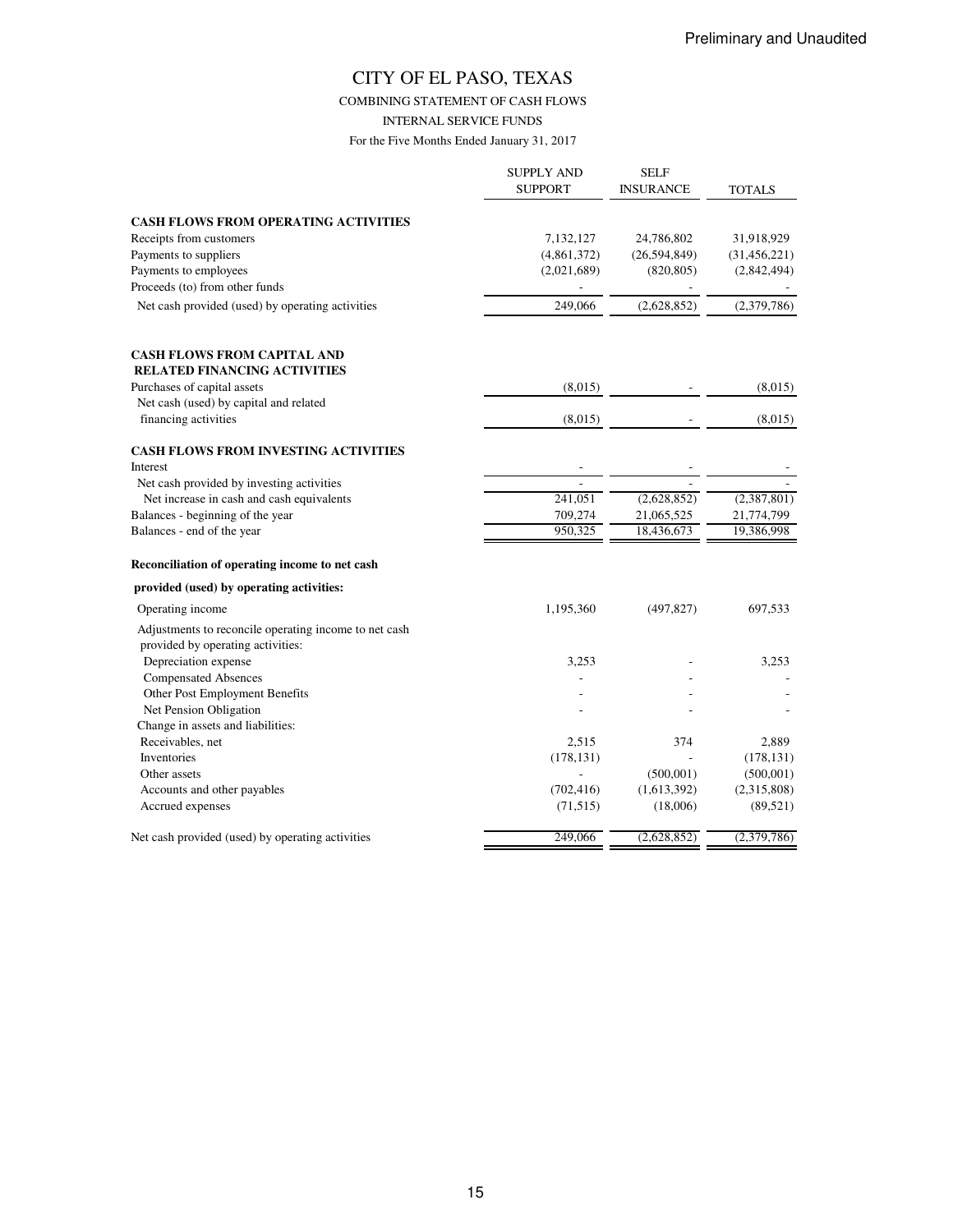Preliminary and Unaudited

# CITY OF EL PASO, TEXAS

COMBINING STATEMENT OF CASH FLOWS

INTERNAL SERVICE FUNDS

For the Five Months Ended January 31, 2017

| | SUPPLY AND SUPPORT | SELF INSURANCE | TOTALS |
|---|---|---|---|
| **CASH FLOWS FROM OPERATING ACTIVITIES** | | | |
| Receipts from customers | 7,132,127 | 24,786,802 | 31,918,929 |
| Payments to suppliers | (4,861,372) | (26,594,849) | (31,456,221) |
| Payments to employees | (2,021,689) | (820,805) | (2,842,494) |
| Proceeds (to) from other funds | - | - | - |
| Net cash provided (used) by operating activities | 249,066 | (2,628,852) | (2,379,786) |
| **CASH FLOWS FROM CAPITAL AND RELATED FINANCING ACTIVITIES** | | | |
| Purchases of capital assets | (8,015) | - | (8,015) |
| Net cash (used) by capital and related financing activities | (8,015) | - | (8,015) |
| **CASH FLOWS FROM INVESTING ACTIVITIES** | | | |
| Interest | - | - | - |
| Net cash provided by investing activities | - | - | - |
| Net increase in cash and cash equivalents | 241,051 | (2,628,852) | (2,387,801) |
| Balances - beginning of the year | 709,274 | 21,065,525 | 21,774,799 |
| Balances - end of the year | 950,325 | 18,436,673 | 19,386,998 |
| **Reconciliation of operating income to net cash provided (used) by operating activities:** | | | |
| Operating income | 1,195,360 | (497,827) | 697,533 |
| Adjustments to reconcile operating income to net cash provided by operating activities: | | | |
| Depreciation expense | 3,253 | - | 3,253 |
| Compensated Absences | - | - | - |
| Other Post Employment Benefits | - | - | - |
| Net Pension Obligation | - | - | - |
| Change in assets and liabilities: | | | |
| Receivables, net | 2,515 | 374 | 2,889 |
| Inventories | (178,131) | - | (178,131) |
| Other assets | - | (500,001) | (500,001) |
| Accounts and other payables | (702,416) | (1,613,392) | (2,315,808) |
| Accrued expenses | (71,515) | (18,006) | (89,521) |
| Net cash provided (used) by operating activities | 249,066 | (2,628,852) | (2,379,786) |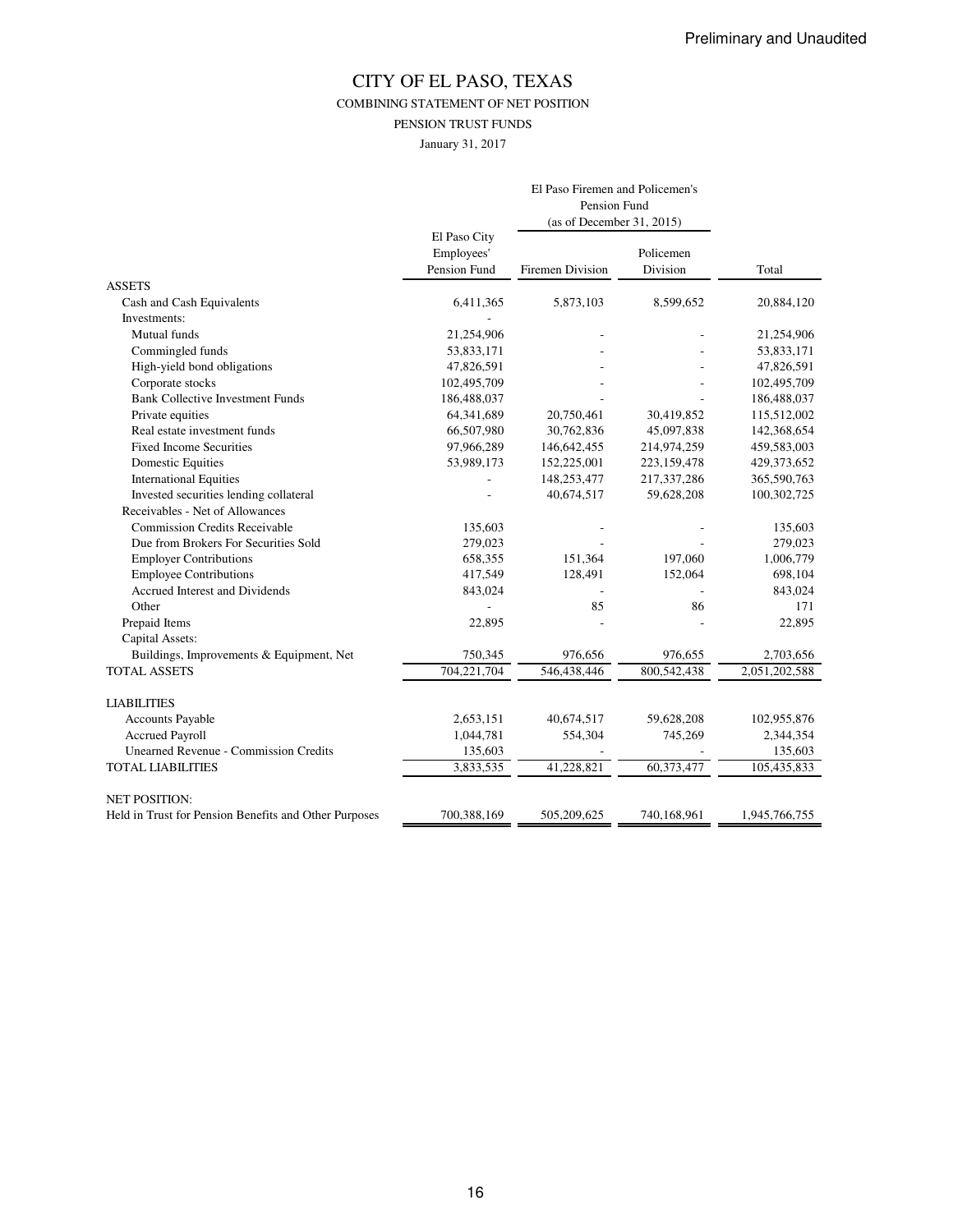Preliminary and Unaudited

# CITY OF EL PASO, TEXAS

COMBINING STATEMENT OF NET POSITION

PENSION TRUST FUNDS

January 31, 2017

| | | El Paso Firemen and Policemen's Pension Fund (as of December 31, 2015) | | |
|---|---|---|---|---|
| | El Paso City Employees' Pension Fund | Firemen Division | Policemen Division | Total |
| ASSETS | | | | |
| Cash and Cash Equivalents | 6,411,365 | 5,873,103 | 8,599,652 | 20,884,120 |
| Investments: | - | | | |
| Mutual funds | 21,254,906 | - | - | 21,254,906 |
| Commingled funds | 53,833,171 | - | - | 53,833,171 |
| High-yield bond obligations | 47,826,591 | - | - | 47,826,591 |
| Corporate stocks | 102,495,709 | - | - | 102,495,709 |
| Bank Collective Investment Funds | 186,488,037 | - | - | 186,488,037 |
| Private equities | 64,341,689 | 20,750,461 | 30,419,852 | 115,512,002 |
| Real estate investment funds | 66,507,980 | 30,762,836 | 45,097,838 | 142,368,654 |
| Fixed Income Securities | 97,966,289 | 146,642,455 | 214,974,259 | 459,583,003 |
| Domestic Equities | 53,989,173 | 152,225,001 | 223,159,478 | 429,373,652 |
| International Equities | - | 148,253,477 | 217,337,286 | 365,590,763 |
| Invested securities lending collateral | - | 40,674,517 | 59,628,208 | 100,302,725 |
| Receivables - Net of Allowances | | | | |
| Commission Credits Receivable | 135,603 | - | - | 135,603 |
| Due from Brokers For Securities Sold | 279,023 | - | - | 279,023 |
| Employer Contributions | 658,355 | 151,364 | 197,060 | 1,006,779 |
| Employee Contributions | 417,549 | 128,491 | 152,064 | 698,104 |
| Accrued Interest and Dividends | 843,024 | - | - | 843,024 |
| Other | - | 85 | 86 | 171 |
| Prepaid Items | 22,895 | - | - | 22,895 |
| Capital Assets: | | | | |
| Buildings, Improvements & Equipment, Net | 750,345 | 976,656 | 976,655 | 2,703,656 |
| TOTAL ASSETS | 704,221,704 | 546,438,446 | 800,542,438 | 2,051,202,588 |
| LIABILITIES | | | | |
| Accounts Payable | 2,653,151 | 40,674,517 | 59,628,208 | 102,955,876 |
| Accrued Payroll | 1,044,781 | 554,304 | 745,269 | 2,344,354 |
| Unearned Revenue - Commission Credits | 135,603 | - | - | 135,603 |
| TOTAL LIABILITIES | 3,833,535 | 41,228,821 | 60,373,477 | 105,435,833 |
| NET POSITION: | | | | |
| Held in Trust for Pension Benefits and Other Purposes | 700,388,169 | 505,209,625 | 740,168,961 | 1,945,766,755 |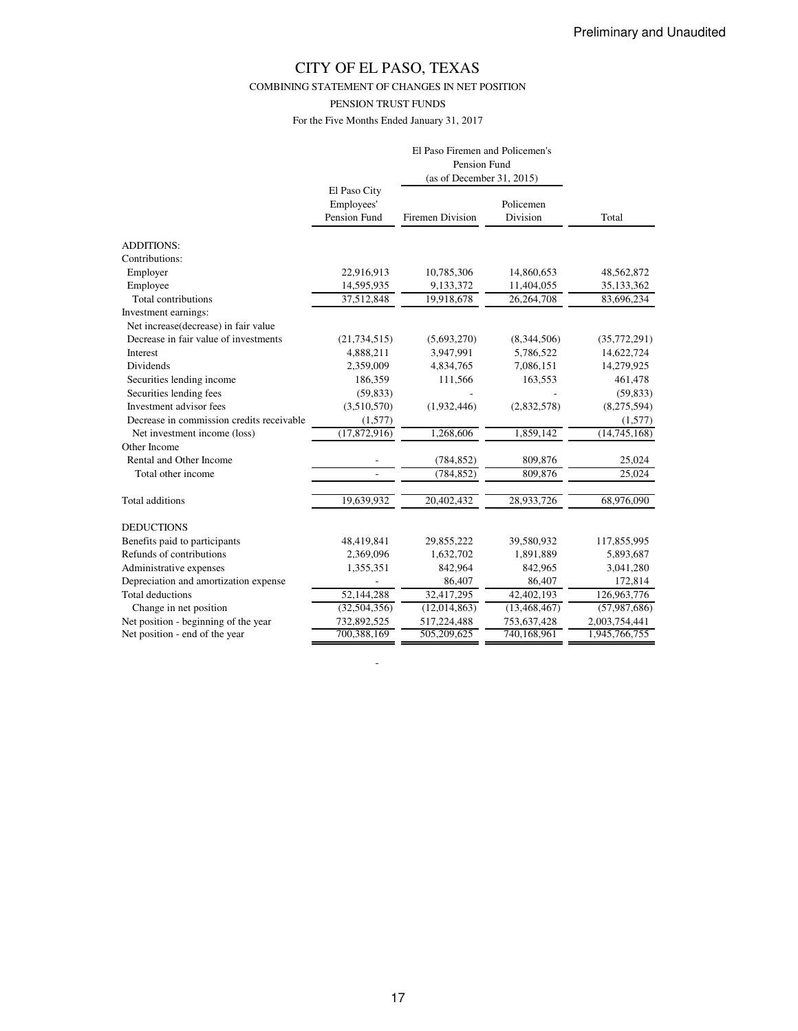Preliminary and Unaudited

# CITY OF EL PASO, TEXAS

COMBINING STATEMENT OF CHANGES IN NET POSITION

PENSION TRUST FUNDS

For the Five Months Ended January 31, 2017

| | | El Paso Firemen and Policemen's Pension Fund (as of December 31, 2015) | | |
|---|---|---|---|---|
| | El Paso City Employees' Pension Fund | Firemen Division | Policemen Division | Total |
| ADDITIONS: | | | | |
| Contributions: | | | | |
| Employer | 22,916,913 | 10,785,306 | 14,860,653 | 48,562,872 |
| Employee | 14,595,935 | 9,133,372 | 11,404,055 | 35,133,362 |
| Total contributions | 37,512,848 | 19,918,678 | 26,264,708 | 83,696,234 |
| Investment earnings: | | | | |
| Net increase(decrease) in fair value | | | | |
| Decrease in fair value of investments | (21,734,515) | (5,693,270) | (8,344,506) | (35,772,291) |
| Interest | 4,888,211 | 3,947,991 | 5,786,522 | 14,622,724 |
| Dividends | 2,359,009 | 4,834,765 | 7,086,151 | 14,279,925 |
| Securities lending income | 186,359 | 111,566 | 163,553 | 461,478 |
| Securities lending fees | (59,833) | - | - | (59,833) |
| Investment advisor fees | (3,510,570) | (1,932,446) | (2,832,578) | (8,275,594) |
| Decrease in commission credits receivable | (1,577) | | | (1,577) |
| Net investment income (loss) | (17,872,916) | 1,268,606 | 1,859,142 | (14,745,168) |
| Other Income | | | | |
| Rental and Other Income | - | (784,852) | 809,876 | 25,024 |
| Total other income | - | (784,852) | 809,876 | 25,024 |
| Total additions | 19,639,932 | 20,402,432 | 28,933,726 | 68,976,090 |
| DEDUCTIONS | | | | |
| Benefits paid to participants | 48,419,841 | 29,855,222 | 39,580,932 | 117,855,995 |
| Refunds of contributions | 2,369,096 | 1,632,702 | 1,891,889 | 5,893,687 |
| Administrative expenses | 1,355,351 | 842,964 | 842,965 | 3,041,280 |
| Depreciation and amortization expense | - | 86,407 | 86,407 | 172,814 |
| Total deductions | 52,144,288 | 32,417,295 | 42,402,193 | 126,963,776 |
| Change in net position | (32,504,356) | (12,014,863) | (13,468,467) | (57,987,686) |
| Net position - beginning of the year | 732,892,525 | 517,224,488 | 753,637,428 | 2,003,754,441 |
| Net position - end of the year | 700,388,169 | 505,209,625 | 740,168,961 | 1,945,766,755 |

-